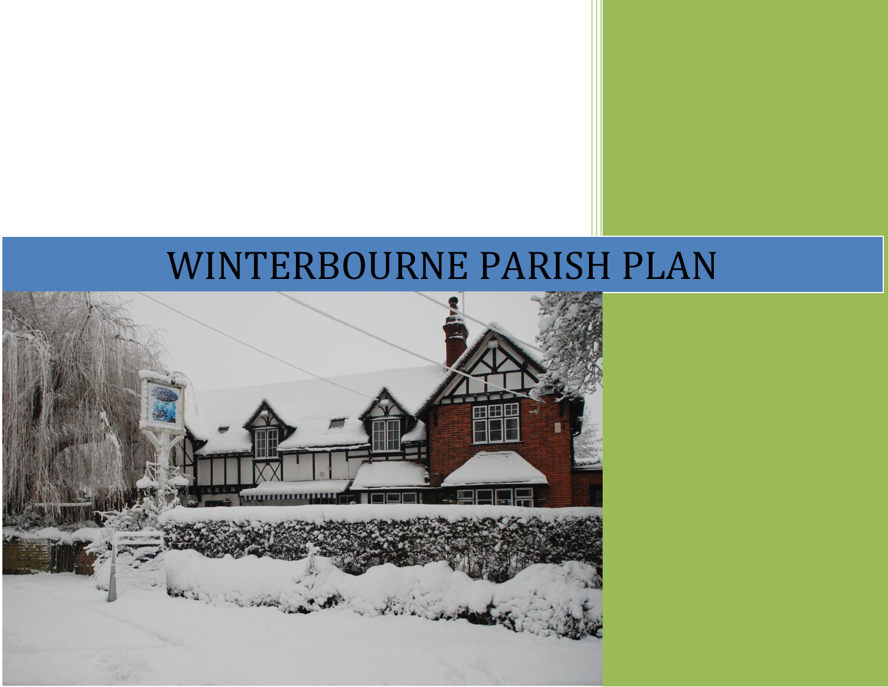# WINTERBOURNE PARISH PLAN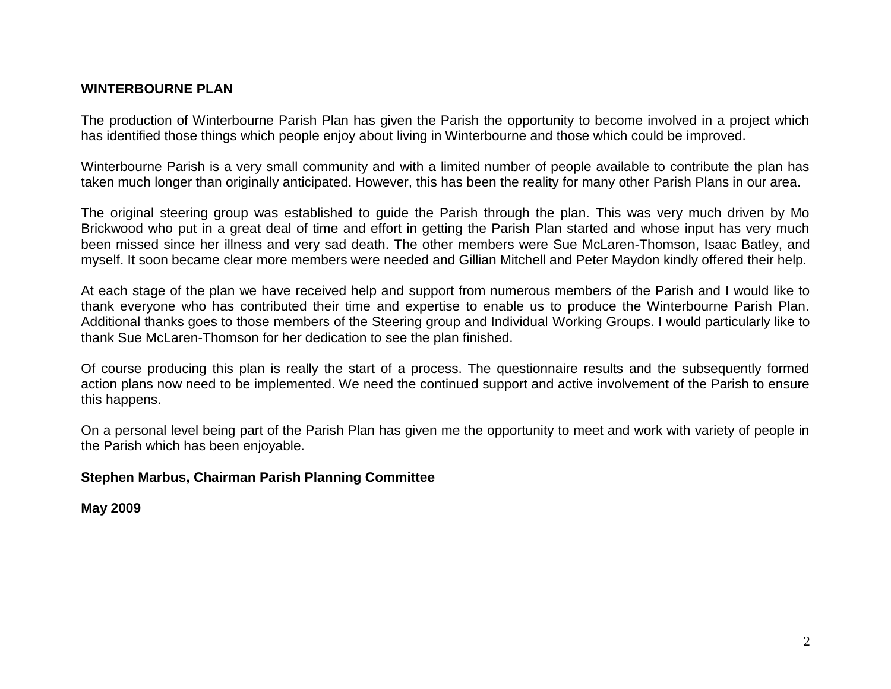**WINTERBOURNE PLAN**

The production of Winterbourne Parish Plan has given the Parish the opportunity to become involved in a project which has identified those things which people enjoy about living in Winterbourne and those which could be improved.

Winterbourne Parish is a very small community and with a limited number of people available to contribute the plan has taken much longer than originally anticipated. However, this has been the reality for many other Parish Plans in our area.

The original steering group was established to guide the Parish through the plan. This was very much driven by Mo Brickwood who put in a great deal of time and effort in getting the Parish Plan started and whose input has very much been missed since her illness and very sad death. The other members were Sue McLaren-Thomson, Isaac Batley, and myself. It soon became clear more members were needed and Gillian Mitchell and Peter Maydon kindly offered their help.

At each stage of the plan we have received help and support from numerous members of the Parish and I would like to thank everyone who has contributed their time and expertise to enable us to produce the Winterbourne Parish Plan. Additional thanks goes to those members of the Steering group and Individual Working Groups. I would particularly like to thank Sue McLaren-Thomson for her dedication to see the plan finished.

Of course producing this plan is really the start of a process. The questionnaire results and the subsequently formed action plans now need to be implemented. We need the continued support and active involvement of the Parish to ensure this happens.

On a personal level being part of the Parish Plan has given me the opportunity to meet and work with variety of people in the Parish which has been enjoyable.

**Stephen Marbus, Chairman Parish Planning Committee**

**May 2009**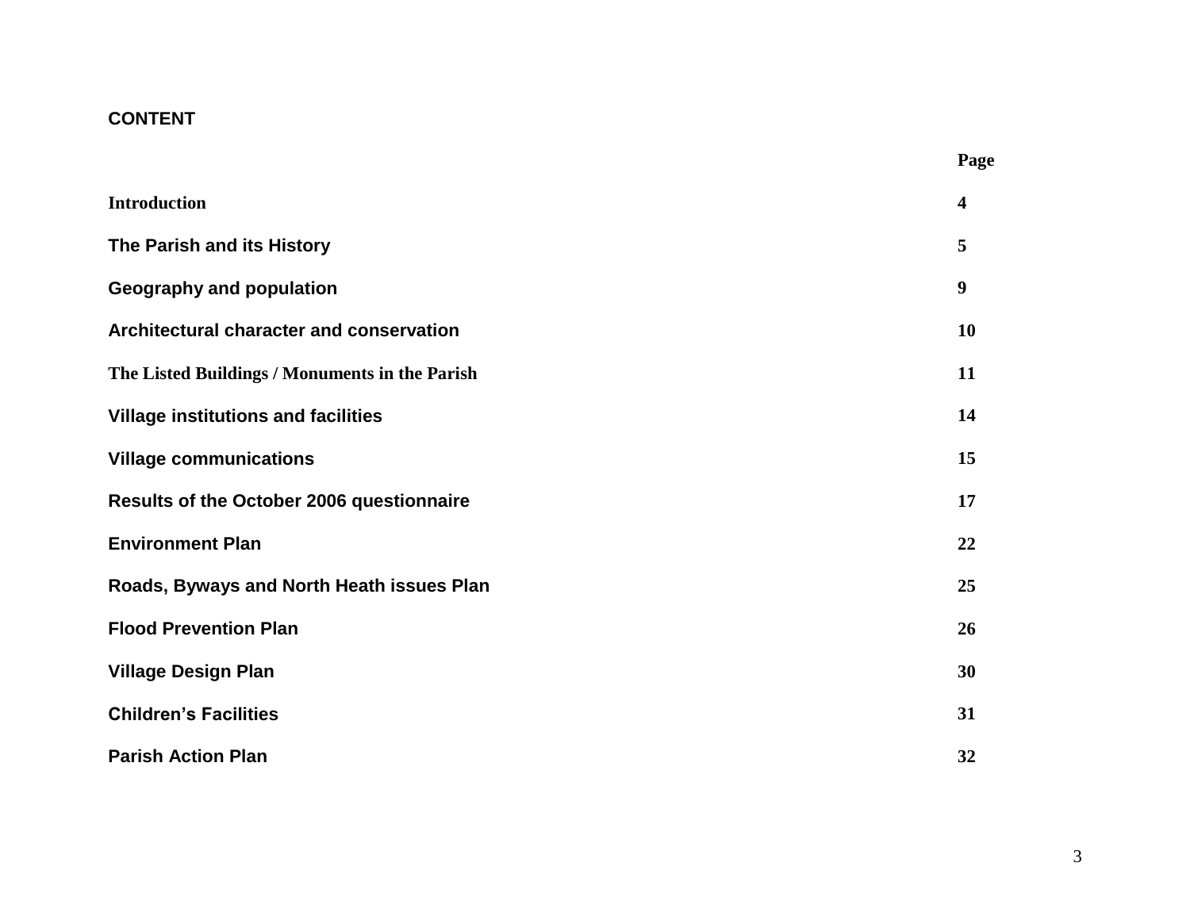## CONTENT

| | Page |
|---|---|
| **Introduction** | **4** |
| **The Parish and its History** | **5** |
| **Geography and population** | **9** |
| **Architectural character and conservation** | **10** |
| **The Listed Buildings / Monuments in the Parish** | **11** |
| **Village institutions and facilities** | **14** |
| **Village communications** | **15** |
| **Results of the October 2006 questionnaire** | **17** |
| **Environment Plan** | **22** |
| **Roads, Byways and North Heath issues Plan** | **25** |
| **Flood Prevention Plan** | **26** |
| **Village Design Plan** | **30** |
| **Children's Facilities** | **31** |
| **Parish Action Plan** | **32** |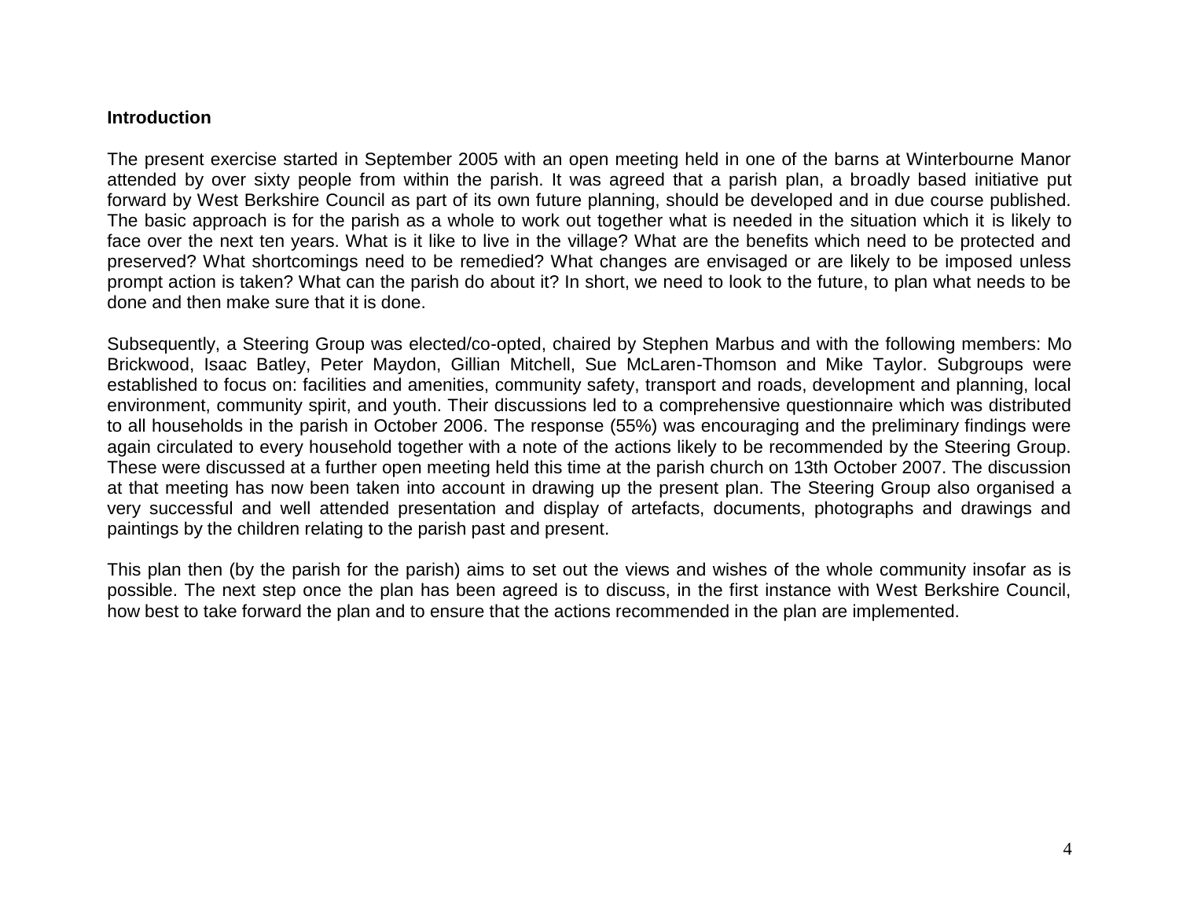**Introduction**

The present exercise started in September 2005 with an open meeting held in one of the barns at Winterbourne Manor attended by over sixty people from within the parish. It was agreed that a parish plan, a broadly based initiative put forward by West Berkshire Council as part of its own future planning, should be developed and in due course published. The basic approach is for the parish as a whole to work out together what is needed in the situation which it is likely to face over the next ten years. What is it like to live in the village? What are the benefits which need to be protected and preserved? What shortcomings need to be remedied? What changes are envisaged or are likely to be imposed unless prompt action is taken? What can the parish do about it? In short, we need to look to the future, to plan what needs to be done and then make sure that it is done.

Subsequently, a Steering Group was elected/co-opted, chaired by Stephen Marbus and with the following members: Mo Brickwood, Isaac Batley, Peter Maydon, Gillian Mitchell, Sue McLaren-Thomson and Mike Taylor. Subgroups were established to focus on: facilities and amenities, community safety, transport and roads, development and planning, local environment, community spirit, and youth. Their discussions led to a comprehensive questionnaire which was distributed to all households in the parish in October 2006. The response (55%) was encouraging and the preliminary findings were again circulated to every household together with a note of the actions likely to be recommended by the Steering Group. These were discussed at a further open meeting held this time at the parish church on 13th October 2007. The discussion at that meeting has now been taken into account in drawing up the present plan. The Steering Group also organised a very successful and well attended presentation and display of artefacts, documents, photographs and drawings and paintings by the children relating to the parish past and present.

This plan then (by the parish for the parish) aims to set out the views and wishes of the whole community insofar as is possible. The next step once the plan has been agreed is to discuss, in the first instance with West Berkshire Council, how best to take forward the plan and to ensure that the actions recommended in the plan are implemented.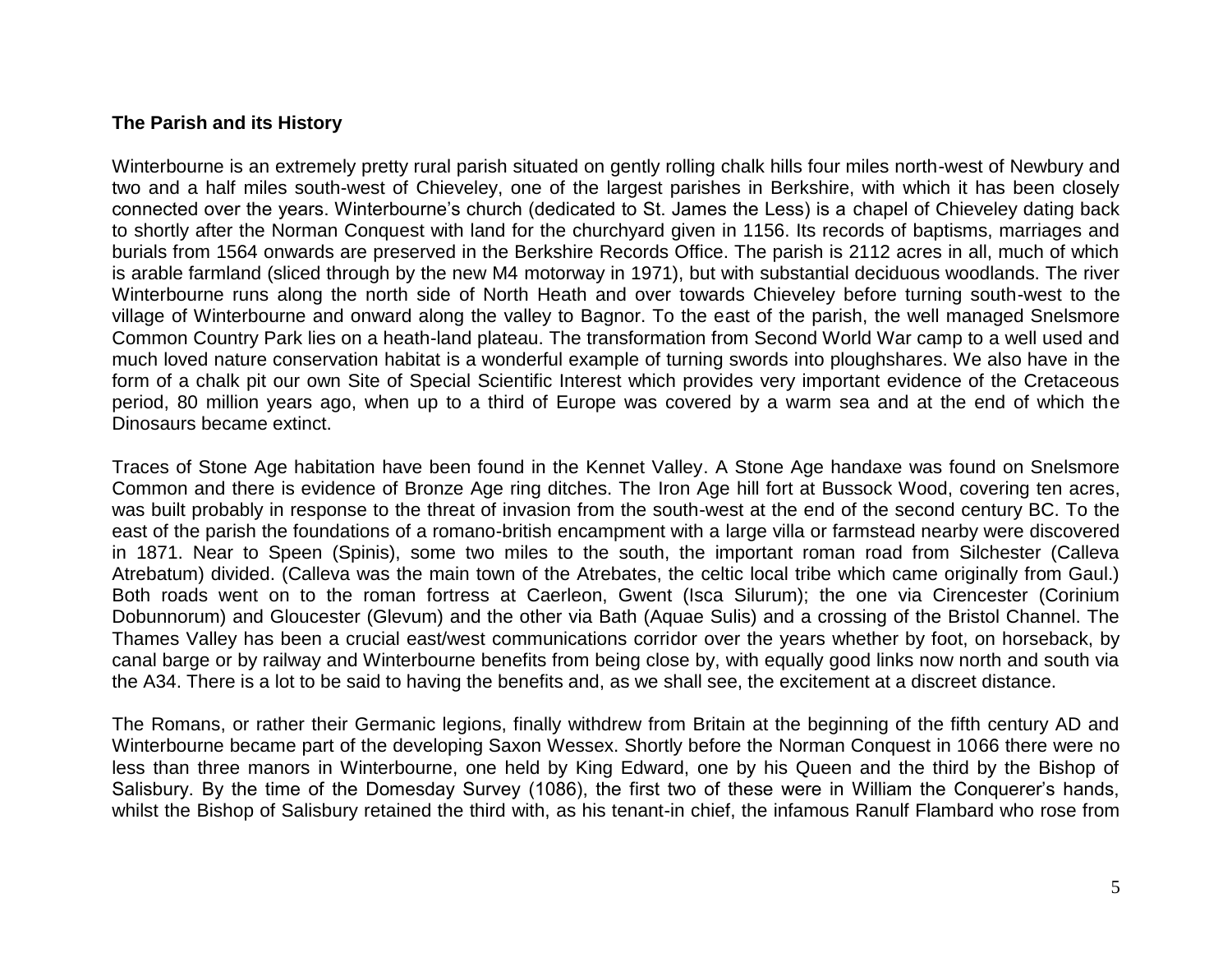**The Parish and its History**

Winterbourne is an extremely pretty rural parish situated on gently rolling chalk hills four miles north-west of Newbury and two and a half miles south-west of Chieveley, one of the largest parishes in Berkshire, with which it has been closely connected over the years. Winterbourne's church (dedicated to St. James the Less) is a chapel of Chieveley dating back to shortly after the Norman Conquest with land for the churchyard given in 1156. Its records of baptisms, marriages and burials from 1564 onwards are preserved in the Berkshire Records Office. The parish is 2112 acres in all, much of which is arable farmland (sliced through by the new M4 motorway in 1971), but with substantial deciduous woodlands. The river Winterbourne runs along the north side of North Heath and over towards Chieveley before turning south-west to the village of Winterbourne and onward along the valley to Bagnor. To the east of the parish, the well managed Snelsmore Common Country Park lies on a heath-land plateau. The transformation from Second World War camp to a well used and much loved nature conservation habitat is a wonderful example of turning swords into ploughshares. We also have in the form of a chalk pit our own Site of Special Scientific Interest which provides very important evidence of the Cretaceous period, 80 million years ago, when up to a third of Europe was covered by a warm sea and at the end of which the Dinosaurs became extinct.

Traces of Stone Age habitation have been found in the Kennet Valley. A Stone Age handaxe was found on Snelsmore Common and there is evidence of Bronze Age ring ditches. The Iron Age hill fort at Bussock Wood, covering ten acres, was built probably in response to the threat of invasion from the south-west at the end of the second century BC. To the east of the parish the foundations of a romano-british encampment with a large villa or farmstead nearby were discovered in 1871. Near to Speen (Spinis), some two miles to the south, the important roman road from Silchester (Calleva Atrebatum) divided. (Calleva was the main town of the Atrebates, the celtic local tribe which came originally from Gaul.) Both roads went on to the roman fortress at Caerleon, Gwent (Isca Silurum); the one via Cirencester (Corinium Dobunnorum) and Gloucester (Glevum) and the other via Bath (Aquae Sulis) and a crossing of the Bristol Channel. The Thames Valley has been a crucial east/west communications corridor over the years whether by foot, on horseback, by canal barge or by railway and Winterbourne benefits from being close by, with equally good links now north and south via the A34. There is a lot to be said to having the benefits and, as we shall see, the excitement at a discreet distance.

The Romans, or rather their Germanic legions, finally withdrew from Britain at the beginning of the fifth century AD and Winterbourne became part of the developing Saxon Wessex. Shortly before the Norman Conquest in 1066 there were no less than three manors in Winterbourne, one held by King Edward, one by his Queen and the third by the Bishop of Salisbury. By the time of the Domesday Survey (1086), the first two of these were in William the Conquerer's hands, whilst the Bishop of Salisbury retained the third with, as his tenant-in chief, the infamous Ranulf Flambard who rose from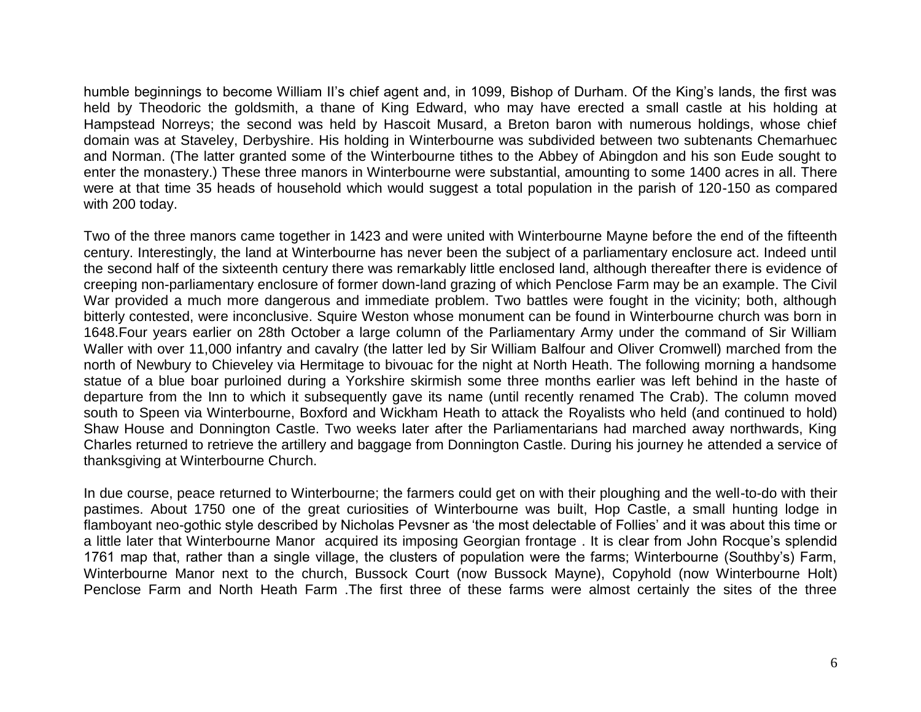humble beginnings to become William II's chief agent and, in 1099, Bishop of Durham. Of the King's lands, the first was held by Theodoric the goldsmith, a thane of King Edward, who may have erected a small castle at his holding at Hampstead Norreys; the second was held by Hascoit Musard, a Breton baron with numerous holdings, whose chief domain was at Staveley, Derbyshire. His holding in Winterbourne was subdivided between two subtenants Chemarhuec and Norman. (The latter granted some of the Winterbourne tithes to the Abbey of Abingdon and his son Eude sought to enter the monastery.) These three manors in Winterbourne were substantial, amounting to some 1400 acres in all. There were at that time 35 heads of household which would suggest a total population in the parish of 120-150 as compared with 200 today.

Two of the three manors came together in 1423 and were united with Winterbourne Mayne before the end of the fifteenth century. Interestingly, the land at Winterbourne has never been the subject of a parliamentary enclosure act. Indeed until the second half of the sixteenth century there was remarkably little enclosed land, although thereafter there is evidence of creeping non-parliamentary enclosure of former down-land grazing of which Penclose Farm may be an example. The Civil War provided a much more dangerous and immediate problem. Two battles were fought in the vicinity; both, although bitterly contested, were inconclusive. Squire Weston whose monument can be found in Winterbourne church was born in 1648.Four years earlier on 28th October a large column of the Parliamentary Army under the command of Sir William Waller with over 11,000 infantry and cavalry (the latter led by Sir William Balfour and Oliver Cromwell) marched from the north of Newbury to Chieveley via Hermitage to bivouac for the night at North Heath. The following morning a handsome statue of a blue boar purloined during a Yorkshire skirmish some three months earlier was left behind in the haste of departure from the Inn to which it subsequently gave its name (until recently renamed The Crab). The column moved south to Speen via Winterbourne, Boxford and Wickham Heath to attack the Royalists who held (and continued to hold) Shaw House and Donnington Castle. Two weeks later after the Parliamentarians had marched away northwards, King Charles returned to retrieve the artillery and baggage from Donnington Castle. During his journey he attended a service of thanksgiving at Winterbourne Church.

In due course, peace returned to Winterbourne; the farmers could get on with their ploughing and the well-to-do with their pastimes. About 1750 one of the great curiosities of Winterbourne was built, Hop Castle, a small hunting lodge in flamboyant neo-gothic style described by Nicholas Pevsner as 'the most delectable of Follies' and it was about this time or a little later that Winterbourne Manor acquired its imposing Georgian frontage . It is clear from John Rocque's splendid 1761 map that, rather than a single village, the clusters of population were the farms; Winterbourne (Southby's) Farm, Winterbourne Manor next to the church, Bussock Court (now Bussock Mayne), Copyhold (now Winterbourne Holt) Penclose Farm and North Heath Farm .The first three of these farms were almost certainly the sites of the three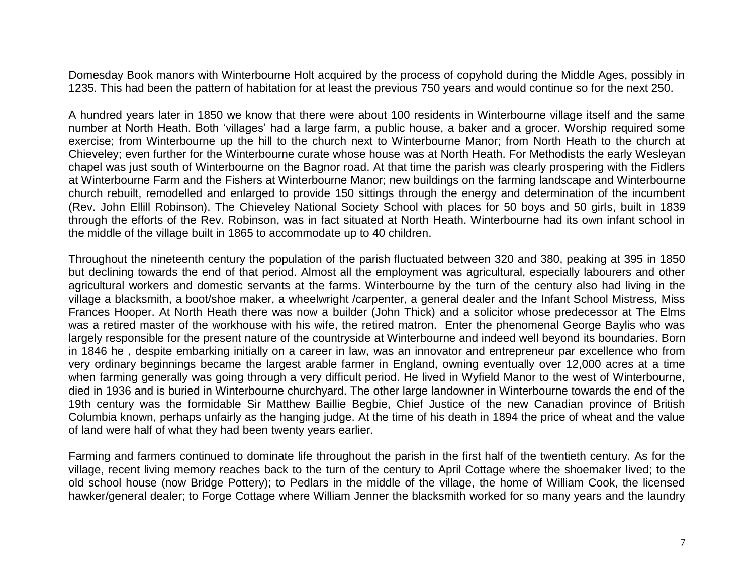Domesday Book manors with Winterbourne Holt acquired by the process of copyhold during the Middle Ages, possibly in 1235. This had been the pattern of habitation for at least the previous 750 years and would continue so for the next 250.

A hundred years later in 1850 we know that there were about 100 residents in Winterbourne village itself and the same number at North Heath. Both 'villages' had a large farm, a public house, a baker and a grocer. Worship required some exercise; from Winterbourne up the hill to the church next to Winterbourne Manor; from North Heath to the church at Chieveley; even further for the Winterbourne curate whose house was at North Heath. For Methodists the early Wesleyan chapel was just south of Winterbourne on the Bagnor road. At that time the parish was clearly prospering with the Fidlers at Winterbourne Farm and the Fishers at Winterbourne Manor; new buildings on the farming landscape and Winterbourne church rebuilt, remodelled and enlarged to provide 150 sittings through the energy and determination of the incumbent (Rev. John Ellill Robinson). The Chieveley National Society School with places for 50 boys and 50 girls, built in 1839 through the efforts of the Rev. Robinson, was in fact situated at North Heath. Winterbourne had its own infant school in the middle of the village built in 1865 to accommodate up to 40 children.

Throughout the nineteenth century the population of the parish fluctuated between 320 and 380, peaking at 395 in 1850 but declining towards the end of that period. Almost all the employment was agricultural, especially labourers and other agricultural workers and domestic servants at the farms. Winterbourne by the turn of the century also had living in the village a blacksmith, a boot/shoe maker, a wheelwright /carpenter, a general dealer and the Infant School Mistress, Miss Frances Hooper. At North Heath there was now a builder (John Thick) and a solicitor whose predecessor at The Elms was a retired master of the workhouse with his wife, the retired matron. Enter the phenomenal George Baylis who was largely responsible for the present nature of the countryside at Winterbourne and indeed well beyond its boundaries. Born in 1846 he , despite embarking initially on a career in law, was an innovator and entrepreneur par excellence who from very ordinary beginnings became the largest arable farmer in England, owning eventually over 12,000 acres at a time when farming generally was going through a very difficult period. He lived in Wyfield Manor to the west of Winterbourne, died in 1936 and is buried in Winterbourne churchyard. The other large landowner in Winterbourne towards the end of the 19th century was the formidable Sir Matthew Baillie Begbie, Chief Justice of the new Canadian province of British Columbia known, perhaps unfairly as the hanging judge. At the time of his death in 1894 the price of wheat and the value of land were half of what they had been twenty years earlier.

Farming and farmers continued to dominate life throughout the parish in the first half of the twentieth century. As for the village, recent living memory reaches back to the turn of the century to April Cottage where the shoemaker lived; to the old school house (now Bridge Pottery); to Pedlars in the middle of the village, the home of William Cook, the licensed hawker/general dealer; to Forge Cottage where William Jenner the blacksmith worked for so many years and the laundry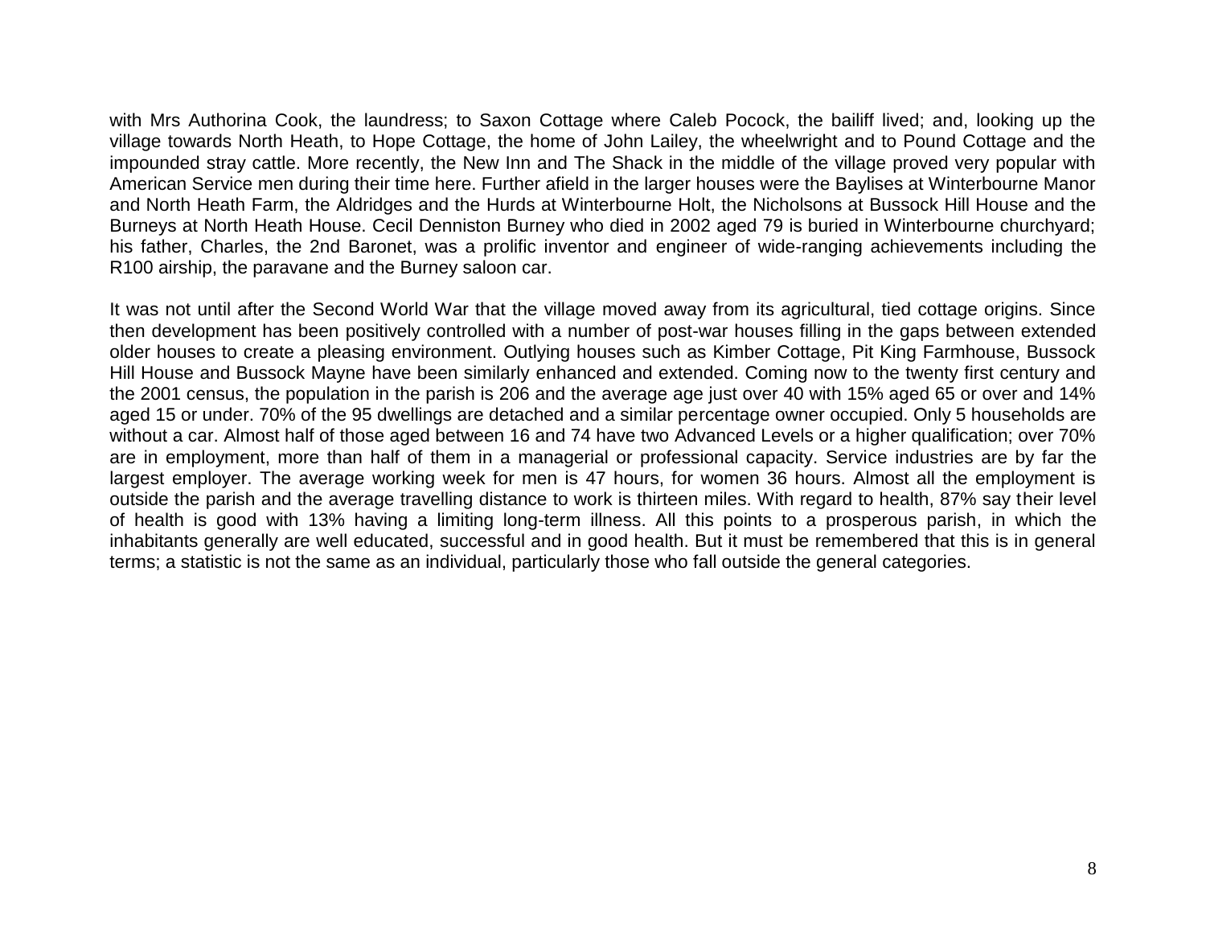with Mrs Authorina Cook, the laundress; to Saxon Cottage where Caleb Pocock, the bailiff lived; and, looking up the village towards North Heath, to Hope Cottage, the home of John Lailey, the wheelwright and to Pound Cottage and the impounded stray cattle. More recently, the New Inn and The Shack in the middle of the village proved very popular with American Service men during their time here. Further afield in the larger houses were the Baylises at Winterbourne Manor and North Heath Farm, the Aldridges and the Hurds at Winterbourne Holt, the Nicholsons at Bussock Hill House and the Burneys at North Heath House. Cecil Denniston Burney who died in 2002 aged 79 is buried in Winterbourne churchyard; his father, Charles, the 2nd Baronet, was a prolific inventor and engineer of wide-ranging achievements including the R100 airship, the paravane and the Burney saloon car.

It was not until after the Second World War that the village moved away from its agricultural, tied cottage origins. Since then development has been positively controlled with a number of post-war houses filling in the gaps between extended older houses to create a pleasing environment. Outlying houses such as Kimber Cottage, Pit King Farmhouse, Bussock Hill House and Bussock Mayne have been similarly enhanced and extended. Coming now to the twenty first century and the 2001 census, the population in the parish is 206 and the average age just over 40 with 15% aged 65 or over and 14% aged 15 or under. 70% of the 95 dwellings are detached and a similar percentage owner occupied. Only 5 households are without a car. Almost half of those aged between 16 and 74 have two Advanced Levels or a higher qualification; over 70% are in employment, more than half of them in a managerial or professional capacity. Service industries are by far the largest employer. The average working week for men is 47 hours, for women 36 hours. Almost all the employment is outside the parish and the average travelling distance to work is thirteen miles. With regard to health, 87% say their level of health is good with 13% having a limiting long-term illness. All this points to a prosperous parish, in which the inhabitants generally are well educated, successful and in good health. But it must be remembered that this is in general terms; a statistic is not the same as an individual, particularly those who fall outside the general categories.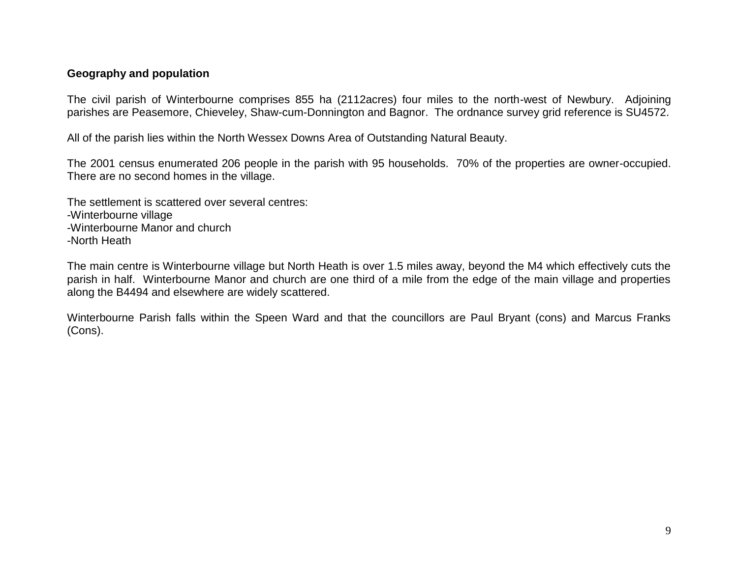**Geography and population**

The civil parish of Winterbourne comprises 855 ha (2112acres) four miles to the north-west of Newbury. Adjoining parishes are Peasemore, Chieveley, Shaw-cum-Donnington and Bagnor. The ordnance survey grid reference is SU4572.

All of the parish lies within the North Wessex Downs Area of Outstanding Natural Beauty.

The 2001 census enumerated 206 people in the parish with 95 households. 70% of the properties are owner-occupied. There are no second homes in the village.

The settlement is scattered over several centres:
-Winterbourne village
-Winterbourne Manor and church
-North Heath

The main centre is Winterbourne village but North Heath is over 1.5 miles away, beyond the M4 which effectively cuts the parish in half. Winterbourne Manor and church are one third of a mile from the edge of the main village and properties along the B4494 and elsewhere are widely scattered.

Winterbourne Parish falls within the Speen Ward and that the councillors are Paul Bryant (cons) and Marcus Franks (Cons).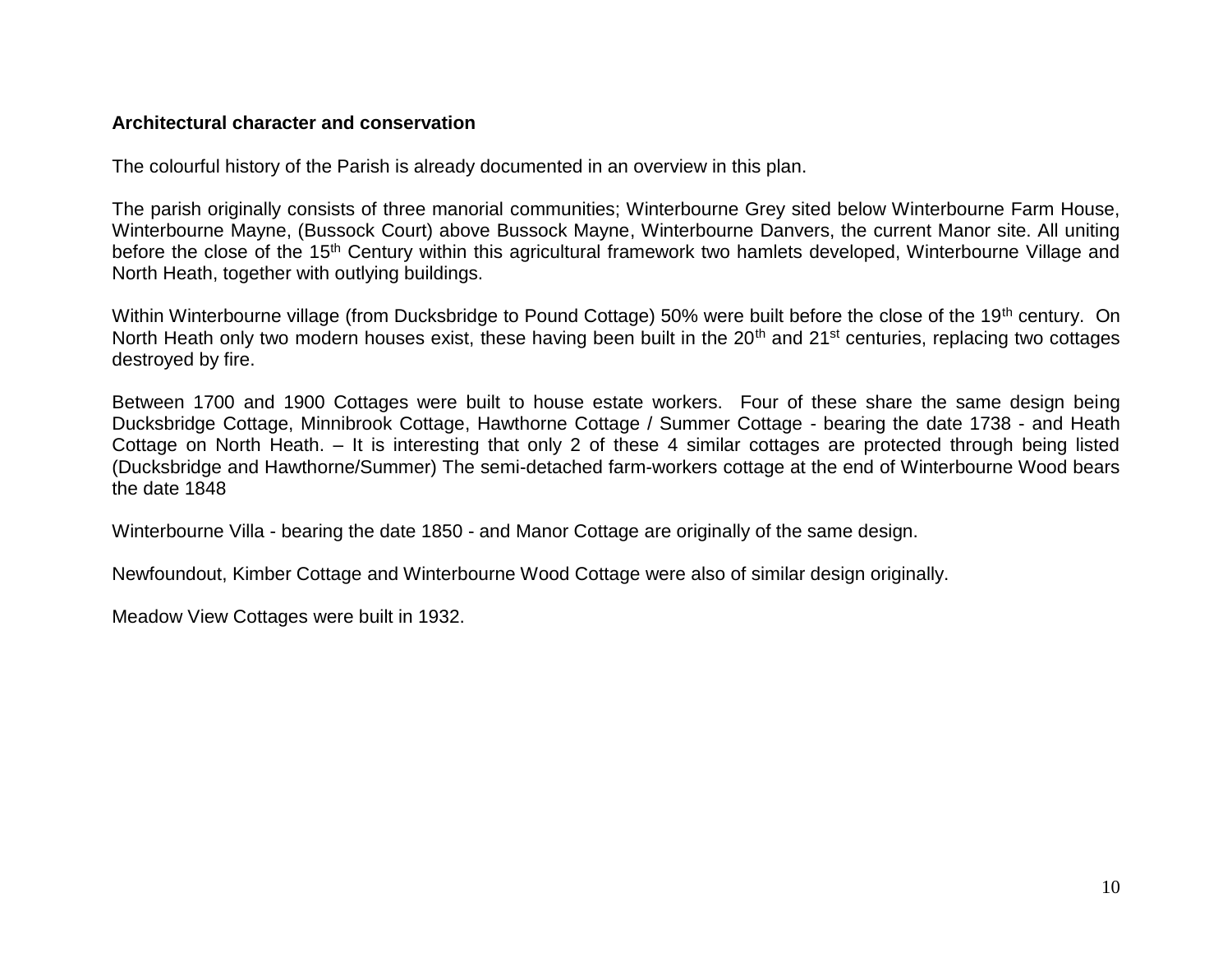**Architectural character and conservation**

The colourful history of the Parish is already documented in an overview in this plan.

The parish originally consists of three manorial communities; Winterbourne Grey sited below Winterbourne Farm House, Winterbourne Mayne, (Bussock Court) above Bussock Mayne, Winterbourne Danvers, the current Manor site. All uniting before the close of the 15th Century within this agricultural framework two hamlets developed, Winterbourne Village and North Heath, together with outlying buildings.

Within Winterbourne village (from Ducksbridge to Pound Cottage) 50% were built before the close of the 19th century. On North Heath only two modern houses exist, these having been built in the 20th and 21st centuries, replacing two cottages destroyed by fire.

Between 1700 and 1900 Cottages were built to house estate workers. Four of these share the same design being Ducksbridge Cottage, Minnibrook Cottage, Hawthorne Cottage / Summer Cottage - bearing the date 1738 - and Heath Cottage on North Heath. – It is interesting that only 2 of these 4 similar cottages are protected through being listed (Ducksbridge and Hawthorne/Summer) The semi-detached farm-workers cottage at the end of Winterbourne Wood bears the date 1848

Winterbourne Villa - bearing the date 1850 - and Manor Cottage are originally of the same design.

Newfoundout, Kimber Cottage and Winterbourne Wood Cottage were also of similar design originally.

Meadow View Cottages were built in 1932.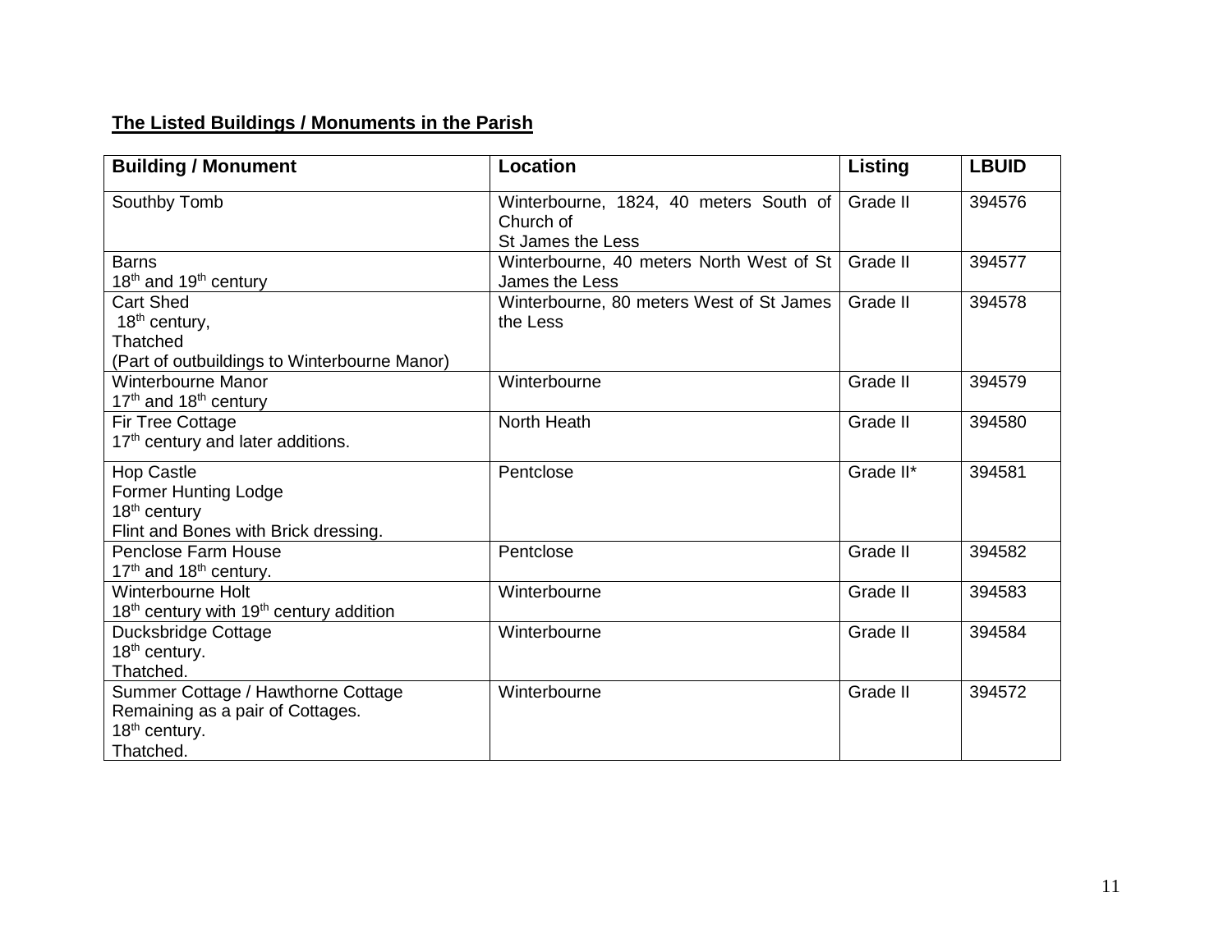**The Listed Buildings / Monuments in the Parish**

| Building / Monument | Location | Listing | LBUID |
|---|---|---|---|
| Southby Tomb | Winterbourne, 1824, 40 meters South of Church of St James the Less | Grade II | 394576 |
| Barns<br>18th and 19th century | Winterbourne, 40 meters North West of St James the Less | Grade II | 394577 |
| Cart Shed<br>18th century,<br>Thatched<br>(Part of outbuildings to Winterbourne Manor) | Winterbourne, 80 meters West of St James the Less | Grade II | 394578 |
| Winterbourne Manor<br>17th and 18th century | Winterbourne | Grade II | 394579 |
| Fir Tree Cottage<br>17th century and later additions. | North Heath | Grade II | 394580 |
| Hop Castle<br>Former Hunting Lodge<br>18th century<br>Flint and Bones with Brick dressing. | Pentclose | Grade II* | 394581 |
| Penclose Farm House<br>17th and 18th century. | Pentclose | Grade II | 394582 |
| Winterbourne Holt<br>18th century with 19th century addition | Winterbourne | Grade II | 394583 |
| Ducksbridge Cottage<br>18th century.<br>Thatched. | Winterbourne | Grade II | 394584 |
| Summer Cottage / Hawthorne Cottage<br>Remaining as a pair of Cottages.<br>18th century.<br>Thatched. | Winterbourne | Grade II | 394572 |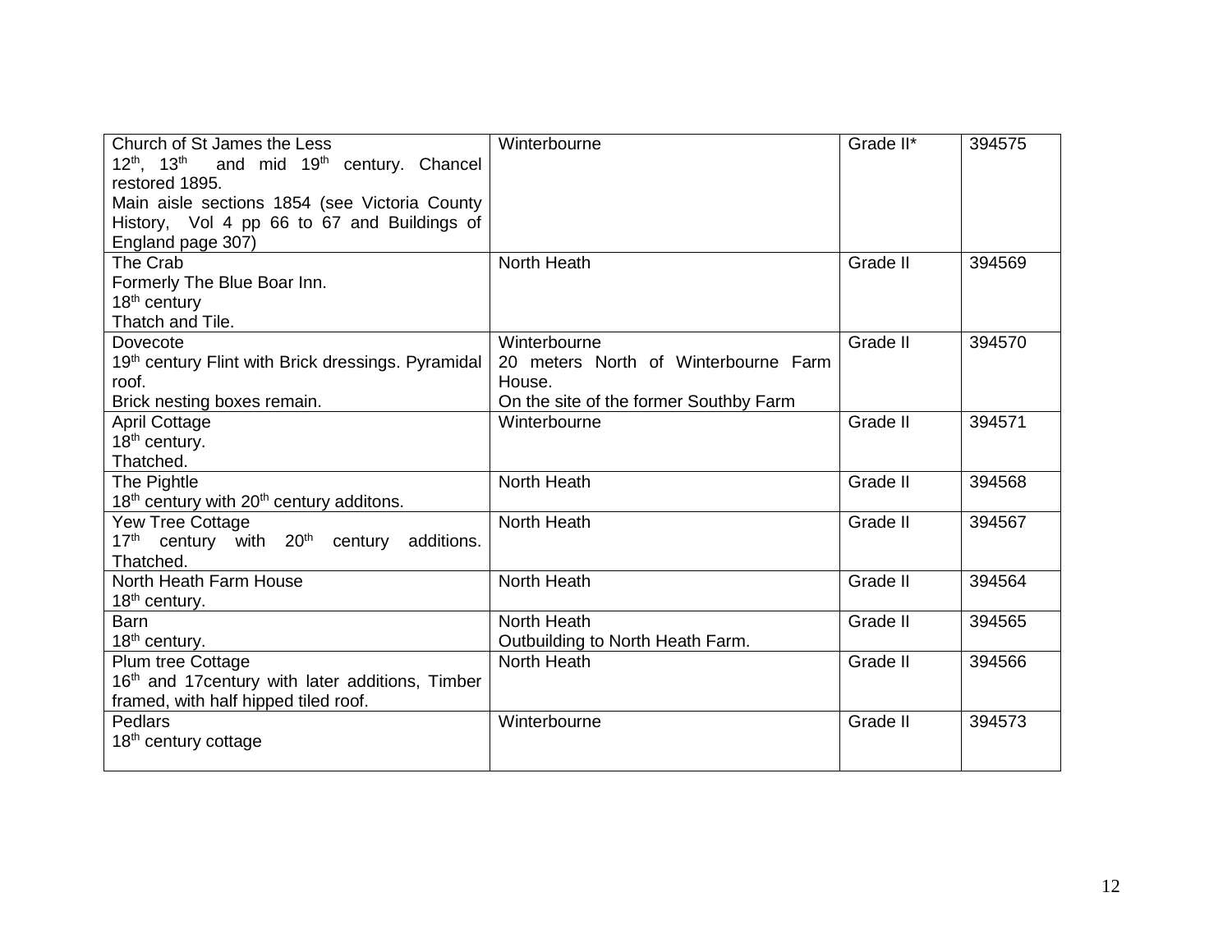| Church of St James the Less<br>12th, 13th and mid 19th century. Chancel restored 1895.<br>Main aisle sections 1854 (see Victoria County History, Vol 4 pp 66 to 67 and Buildings of England page 307) | Winterbourne | Grade II* | 394575 |
|---|---|---|---|
| The Crab<br>Formerly The Blue Boar Inn.<br>18th century<br>Thatch and Tile. | North Heath | Grade II | 394569 |
| Dovecote<br>19th century Flint with Brick dressings. Pyramidal roof.<br>Brick nesting boxes remain. | Winterbourne<br>20 meters North of Winterbourne Farm House.<br>On the site of the former Southby Farm | Grade II | 394570 |
| April Cottage<br>18th century.<br>Thatched. | Winterbourne | Grade II | 394571 |
| The Pightle<br>18th century with 20th century additons. | North Heath | Grade II | 394568 |
| Yew Tree Cottage<br>17th century with 20th century additions. Thatched. | North Heath | Grade II | 394567 |
| North Heath Farm House<br>18th century. | North Heath | Grade II | 394564 |
| Barn<br>18th century. | North Heath<br>Outbuilding to North Heath Farm. | Grade II | 394565 |
| Plum tree Cottage<br>16th and 17century with later additions, Timber framed, with half hipped tiled roof. | North Heath | Grade II | 394566 |
| Pedlars<br>18th century cottage | Winterbourne | Grade II | 394573 |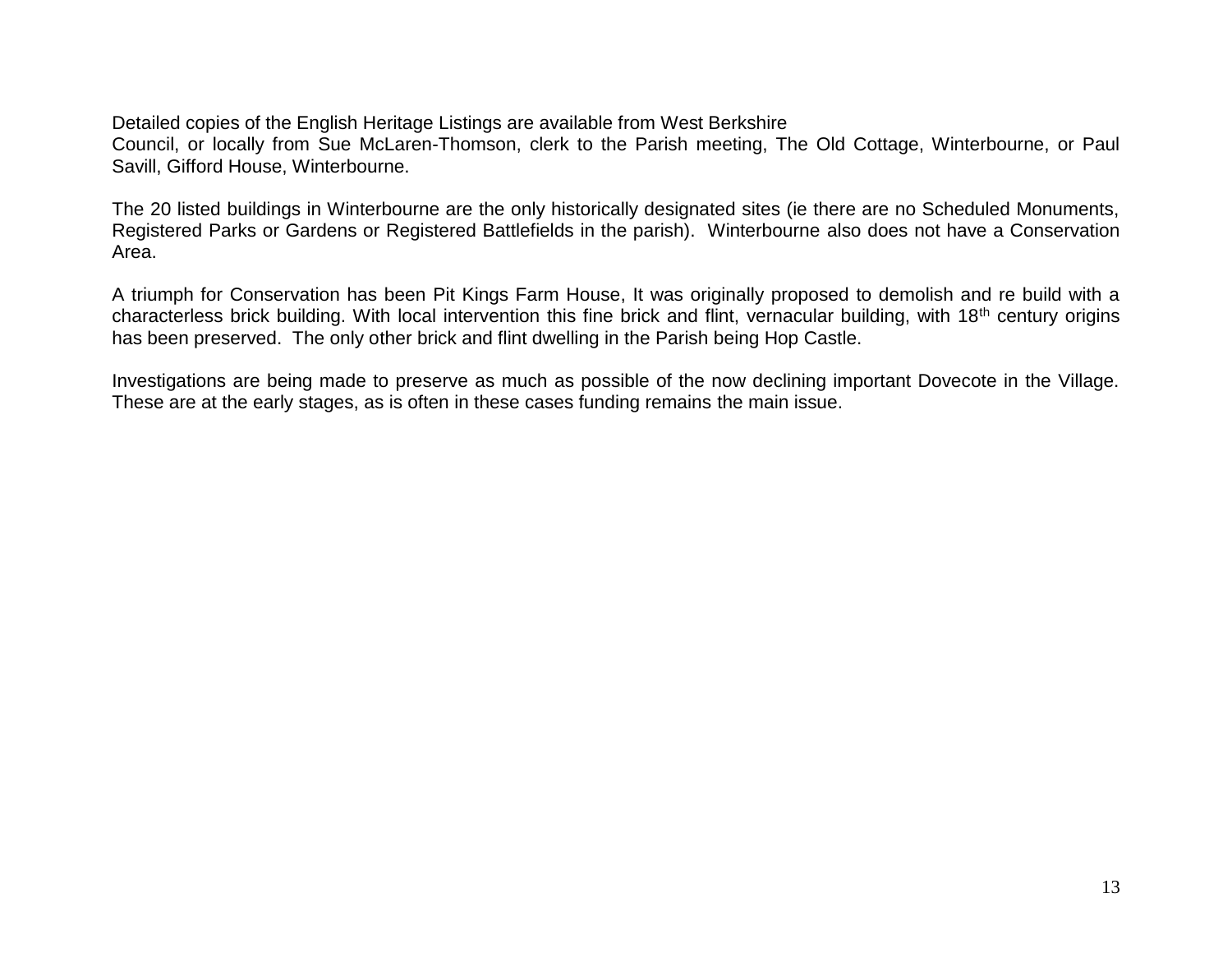Detailed copies of the English Heritage Listings are available from West Berkshire Council, or locally from Sue McLaren-Thomson, clerk to the Parish meeting, The Old Cottage, Winterbourne, or Paul Savill, Gifford House, Winterbourne.

The 20 listed buildings in Winterbourne are the only historically designated sites (ie there are no Scheduled Monuments, Registered Parks or Gardens or Registered Battlefields in the parish). Winterbourne also does not have a Conservation Area.

A triumph for Conservation has been Pit Kings Farm House, It was originally proposed to demolish and re build with a characterless brick building. With local intervention this fine brick and flint, vernacular building, with 18th century origins has been preserved. The only other brick and flint dwelling in the Parish being Hop Castle.

Investigations are being made to preserve as much as possible of the now declining important Dovecote in the Village. These are at the early stages, as is often in these cases funding remains the main issue.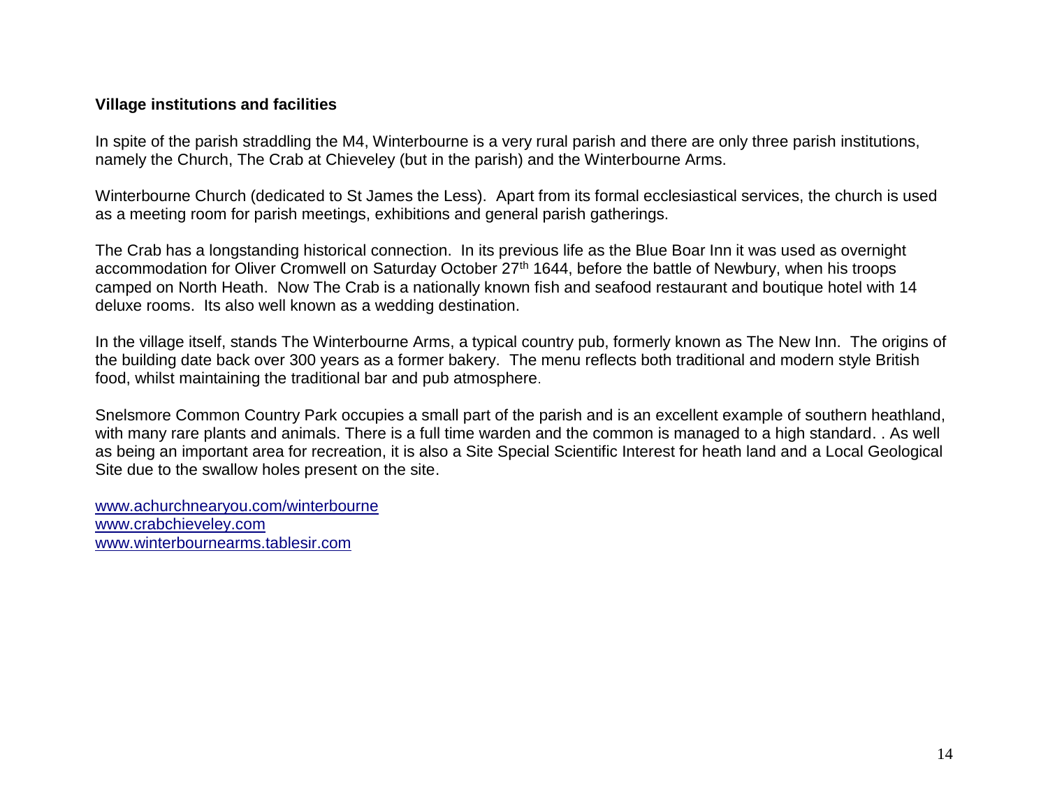**Village institutions and facilities**

In spite of the parish straddling the M4, Winterbourne is a very rural parish and there are only three parish institutions, namely the Church, The Crab at Chieveley (but in the parish) and the Winterbourne Arms.

Winterbourne Church (dedicated to St James the Less). Apart from its formal ecclesiastical services, the church is used as a meeting room for parish meetings, exhibitions and general parish gatherings.

The Crab has a longstanding historical connection. In its previous life as the Blue Boar Inn it was used as overnight accommodation for Oliver Cromwell on Saturday October 27th 1644, before the battle of Newbury, when his troops camped on North Heath. Now The Crab is a nationally known fish and seafood restaurant and boutique hotel with 14 deluxe rooms. Its also well known as a wedding destination.

In the village itself, stands The Winterbourne Arms, a typical country pub, formerly known as The New Inn. The origins of the building date back over 300 years as a former bakery. The menu reflects both traditional and modern style British food, whilst maintaining the traditional bar and pub atmosphere.

Snelsmore Common Country Park occupies a small part of the parish and is an excellent example of southern heathland, with many rare plants and animals. There is a full time warden and the common is managed to a high standard. . As well as being an important area for recreation, it is also a Site Special Scientific Interest for heath land and a Local Geological Site due to the swallow holes present on the site.

www.achurchnearyou.com/winterbourne
www.crabchieveley.com
www.winterbournearms.tablesir.com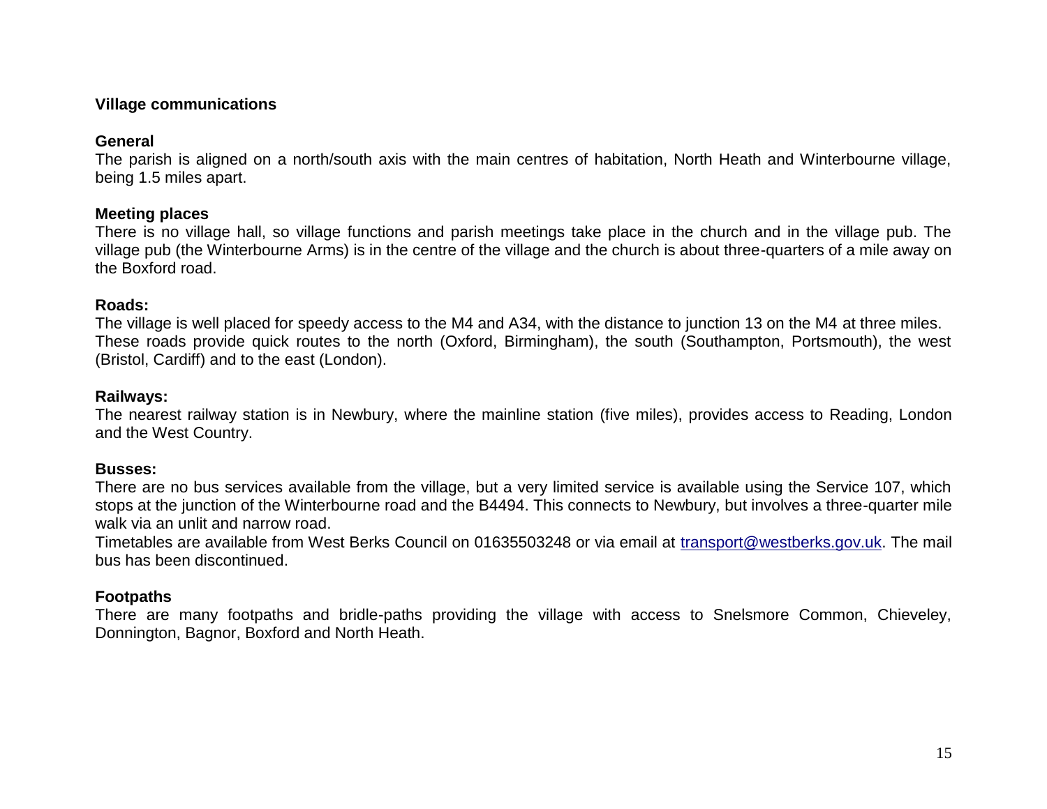## Village communications

### General

The parish is aligned on a north/south axis with the main centres of habitation, North Heath and Winterbourne village, being 1.5 miles apart.

### Meeting places

There is no village hall, so village functions and parish meetings take place in the church and in the village pub. The village pub (the Winterbourne Arms) is in the centre of the village and the church is about three-quarters of a mile away on the Boxford road.

### Roads:

The village is well placed for speedy access to the M4 and A34, with the distance to junction 13 on the M4 at three miles. These roads provide quick routes to the north (Oxford, Birmingham), the south (Southampton, Portsmouth), the west (Bristol, Cardiff) and to the east (London).

### Railways:

The nearest railway station is in Newbury, where the mainline station (five miles), provides access to Reading, London and the West Country.

### Busses:

There are no bus services available from the village, but a very limited service is available using the Service 107, which stops at the junction of the Winterbourne road and the B4494. This connects to Newbury, but involves a three-quarter mile walk via an unlit and narrow road.

Timetables are available from West Berks Council on 01635503248 or via email at transport@westberks.gov.uk. The mail bus has been discontinued.

### Footpaths

There are many footpaths and bridle-paths providing the village with access to Snelsmore Common, Chieveley, Donnington, Bagnor, Boxford and North Heath.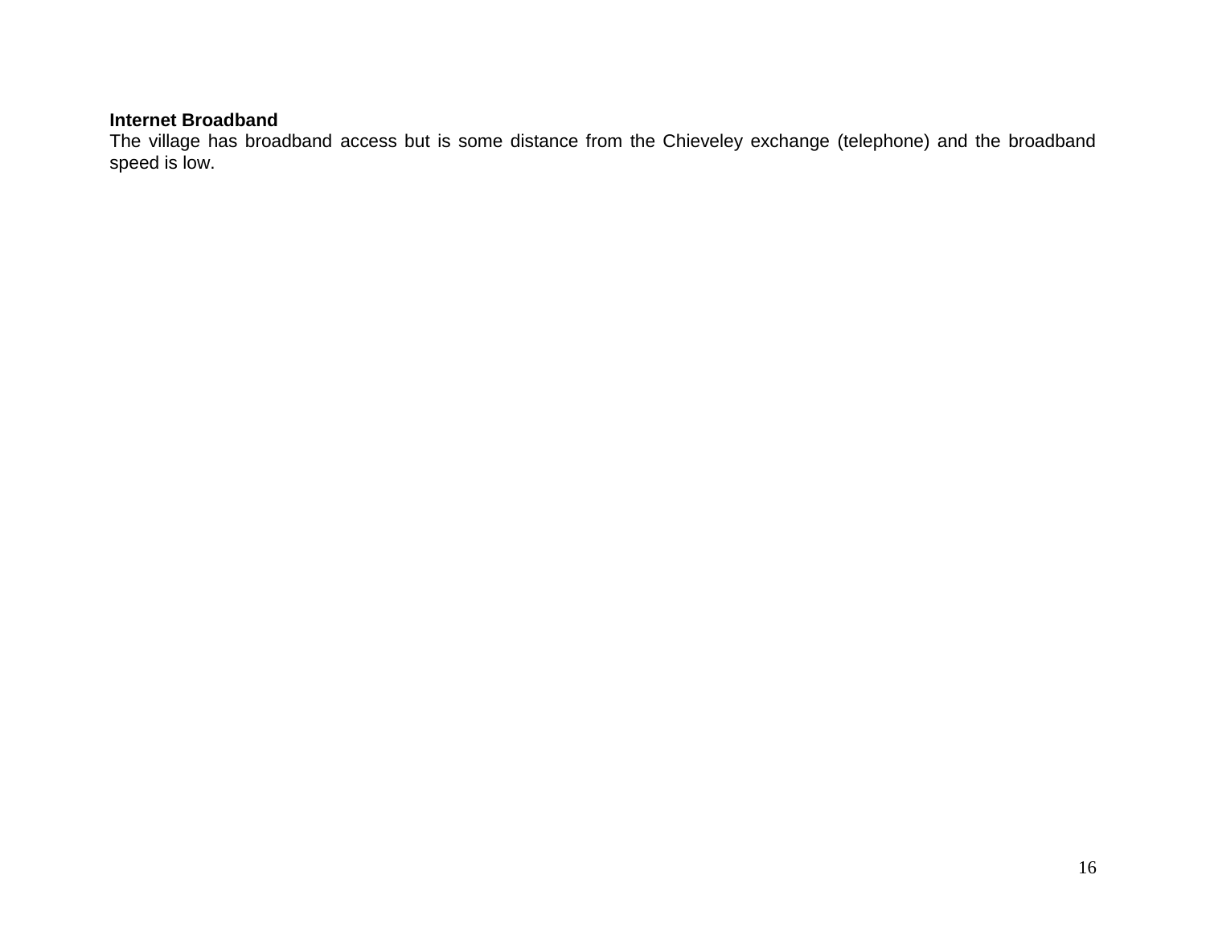**Internet Broadband**

The village has broadband access but is some distance from the Chieveley exchange (telephone) and the broadband speed is low.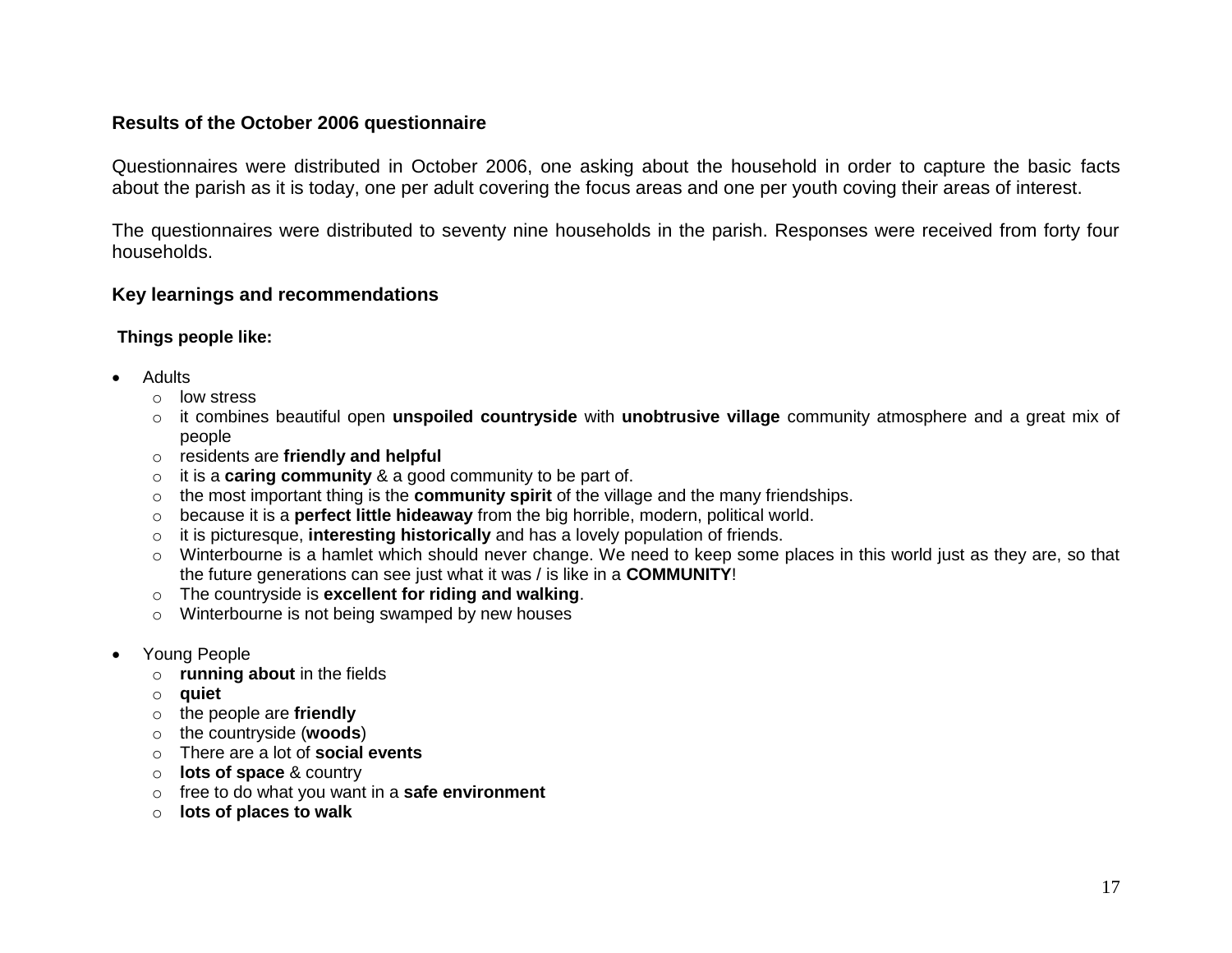## Results of the October 2006 questionnaire

Questionnaires were distributed in October 2006, one asking about the household in order to capture the basic facts about the parish as it is today, one per adult covering the focus areas and one per youth coving their areas of interest.

The questionnaires were distributed to seventy nine households in the parish. Responses were received from forty four households.

## Key learnings and recommendations

### Things people like:

- Adults
  - low stress
  - it combines beautiful open **unspoiled countryside** with **unobtrusive village** community atmosphere and a great mix of people
  - residents are **friendly and helpful**
  - it is a **caring community** & a good community to be part of.
  - the most important thing is the **community spirit** of the village and the many friendships.
  - because it is a **perfect little hideaway** from the big horrible, modern, political world.
  - it is picturesque, **interesting historically** and has a lovely population of friends.
  - Winterbourne is a hamlet which should never change. We need to keep some places in this world just as they are, so that the future generations can see just what it was / is like in a **COMMUNITY**!
  - The countryside is **excellent for riding and walking**.
  - Winterbourne is not being swamped by new houses
- Young People
  - **running about** in the fields
  - **quiet**
  - the people are **friendly**
  - the countryside (**woods**)
  - There are a lot of **social events**
  - **lots of space** & country
  - free to do what you want in a **safe environment**
  - **lots of places to walk**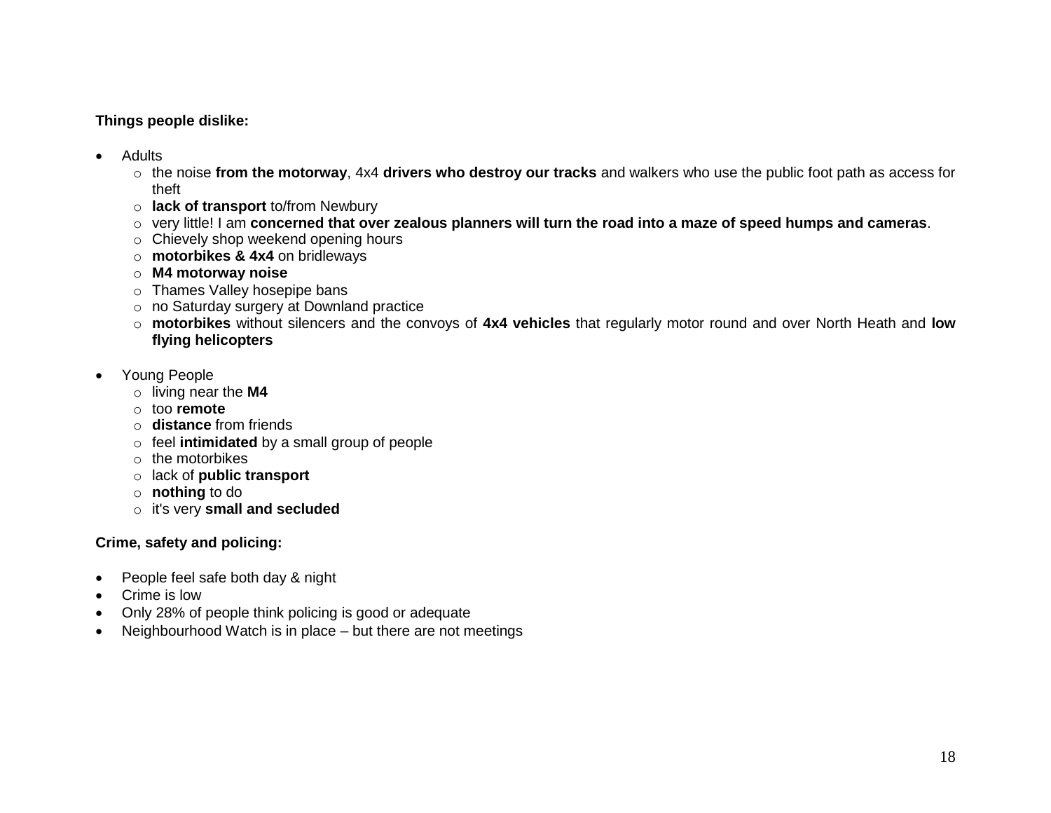**Things people dislike:**

- Adults
  - the noise **from the motorway**, 4x4 **drivers who destroy our tracks** and walkers who use the public foot path as access for theft
  - **lack of transport** to/from Newbury
  - very little! I am **concerned that over zealous planners will turn the road into a maze of speed humps and cameras**.
  - Chievely shop weekend opening hours
  - **motorbikes & 4x4** on bridleways
  - **M4 motorway noise**
  - Thames Valley hosepipe bans
  - no Saturday surgery at Downland practice
  - **motorbikes** without silencers and the convoys of **4x4 vehicles** that regularly motor round and over North Heath and **low flying helicopters**

- Young People
  - living near the **M4**
  - too **remote**
  - **distance** from friends
  - feel **intimidated** by a small group of people
  - the motorbikes
  - lack of **public transport**
  - **nothing** to do
  - it's very **small and secluded**

**Crime, safety and policing:**

- People feel safe both day & night
- Crime is low
- Only 28% of people think policing is good or adequate
- Neighbourhood Watch is in place – but there are not meetings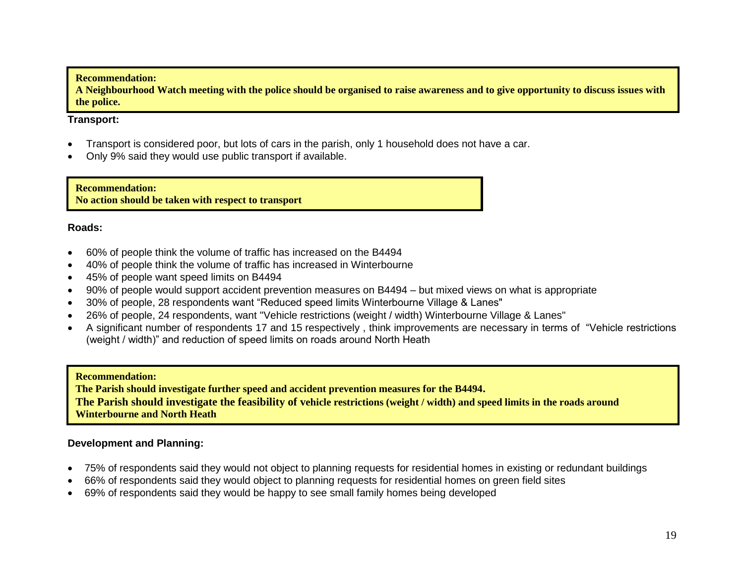**Recommendation:**
**A Neighbourhood Watch meeting with the police should be organised to raise awareness and to give opportunity to discuss issues with the police.**

**Transport:**

- Transport is considered poor, but lots of cars in the parish, only 1 household does not have a car.
- Only 9% said they would use public transport if available.

**Recommendation:**
**No action should be taken with respect to transport**

**Roads:**

- 60% of people think the volume of traffic has increased on the B4494
- 40% of people think the volume of traffic has increased in Winterbourne
- 45% of people want speed limits on B4494
- 90% of people would support accident prevention measures on B4494 – but mixed views on what is appropriate
- 30% of people, 28 respondents want "Reduced speed limits Winterbourne Village & Lanes"
- 26% of people, 24 respondents, want "Vehicle restrictions (weight / width) Winterbourne Village & Lanes"
- A significant number of respondents 17 and 15 respectively , think improvements are necessary in terms of "Vehicle restrictions (weight / width)" and reduction of speed limits on roads around North Heath

**Recommendation:**
**The Parish should investigate further speed and accident prevention measures for the B4494.**
**The Parish should investigate the feasibility of vehicle restrictions (weight / width) and speed limits in the roads around Winterbourne and North Heath**

**Development and Planning:**

- 75% of respondents said they would not object to planning requests for residential homes in existing or redundant buildings
- 66% of respondents said they would object to planning requests for residential homes on green field sites
- 69% of respondents said they would be happy to see small family homes being developed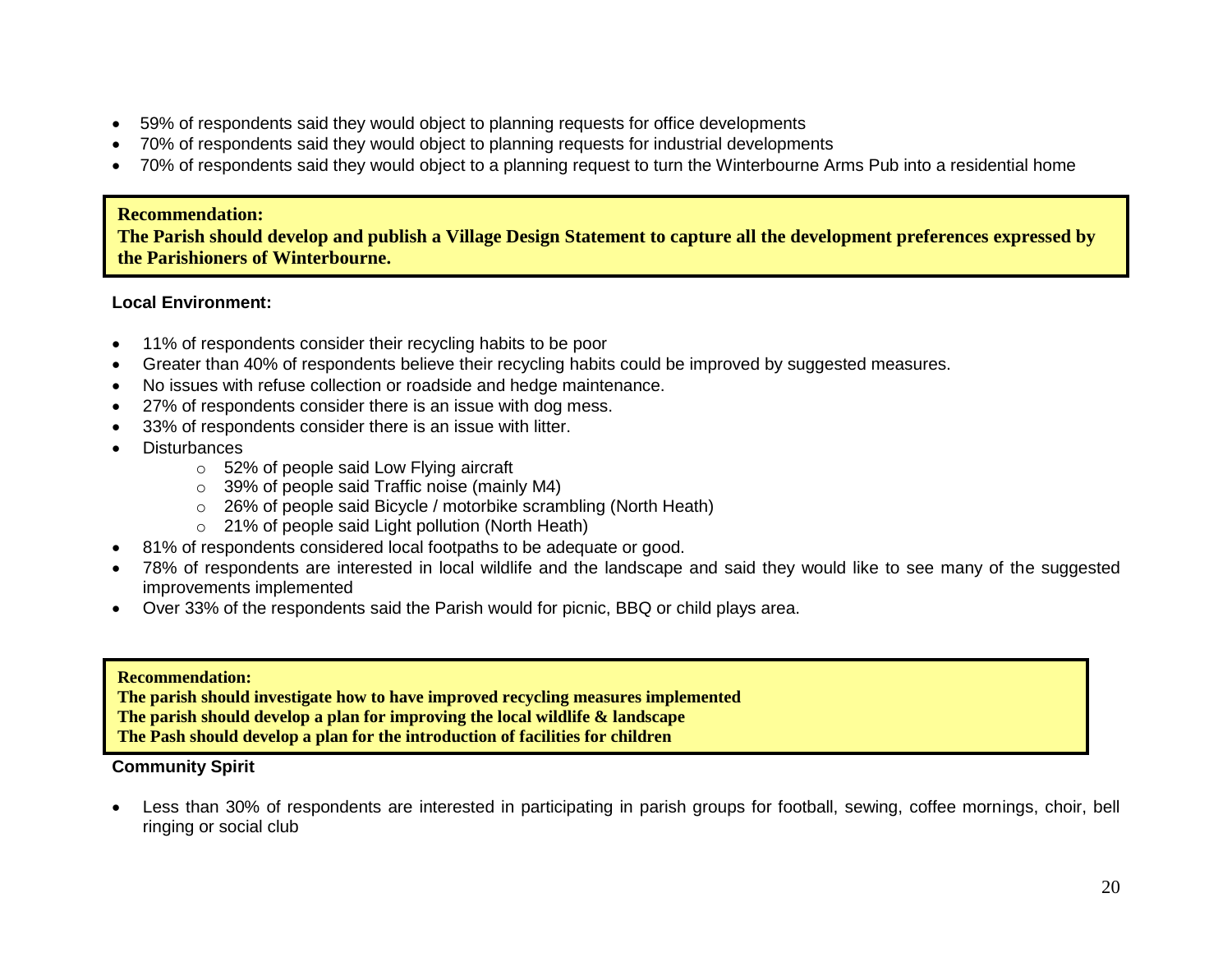- 59% of respondents said they would object to planning requests for office developments
- 70% of respondents said they would object to planning requests for industrial developments
- 70% of respondents said they would object to a planning request to turn the Winterbourne Arms Pub into a residential home

> **Recommendation:**
> **The Parish should develop and publish a Village Design Statement to capture all the development preferences expressed by the Parishioners of Winterbourne.**

**Local Environment:**

- 11% of respondents consider their recycling habits to be poor
- Greater than 40% of respondents believe their recycling habits could be improved by suggested measures.
- No issues with refuse collection or roadside and hedge maintenance.
- 27% of respondents consider there is an issue with dog mess.
- 33% of respondents consider there is an issue with litter.
- Disturbances
  - 52% of people said Low Flying aircraft
  - 39% of people said Traffic noise (mainly M4)
  - 26% of people said Bicycle / motorbike scrambling (North Heath)
  - 21% of people said Light pollution (North Heath)
- 81% of respondents considered local footpaths to be adequate or good.
- 78% of respondents are interested in local wildlife and the landscape and said they would like to see many of the suggested improvements implemented
- Over 33% of the respondents said the Parish would for picnic, BBQ or child plays area.

> **Recommendation:**
> **The parish should investigate how to have improved recycling measures implemented**
> **The parish should develop a plan for improving the local wildlife & landscape**
> **The Pash should develop a plan for the introduction of facilities for children**

**Community Spirit**

- Less than 30% of respondents are interested in participating in parish groups for football, sewing, coffee mornings, choir, bell ringing or social club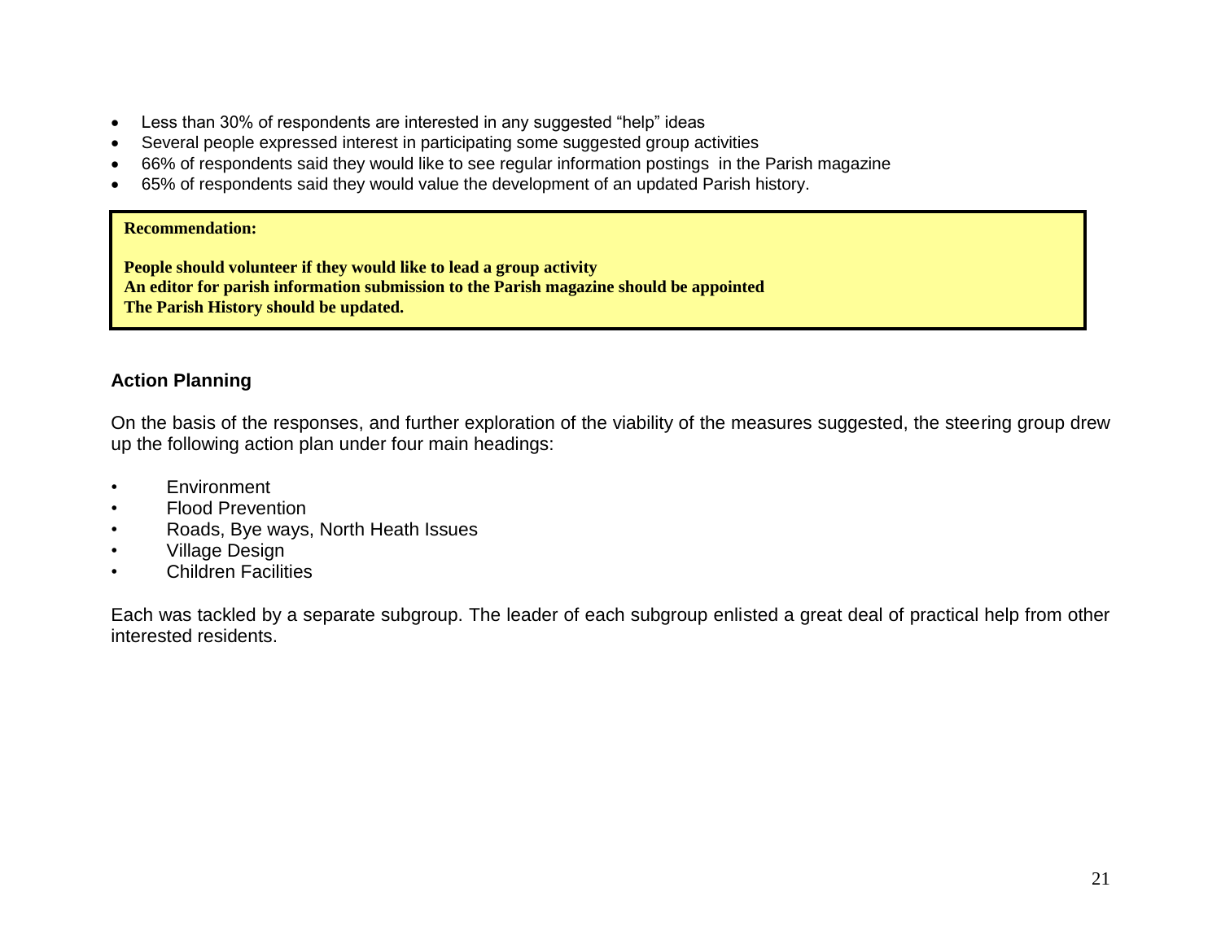- Less than 30% of respondents are interested in any suggested "help" ideas
- Several people expressed interest in participating some suggested group activities
- 66% of respondents said they would like to see regular information postings in the Parish magazine
- 65% of respondents said they would value the development of an updated Parish history.

> **Recommendation:**
>
> **People should volunteer if they would like to lead a group activity**
> **An editor for parish information submission to the Parish magazine should be appointed**
> **The Parish History should be updated.**

### Action Planning

On the basis of the responses, and further exploration of the viability of the measures suggested, the steering group drew up the following action plan under four main headings:

- Environment
- Flood Prevention
- Roads, Bye ways, North Heath Issues
- Village Design
- Children Facilities

Each was tackled by a separate subgroup. The leader of each subgroup enlisted a great deal of practical help from other interested residents.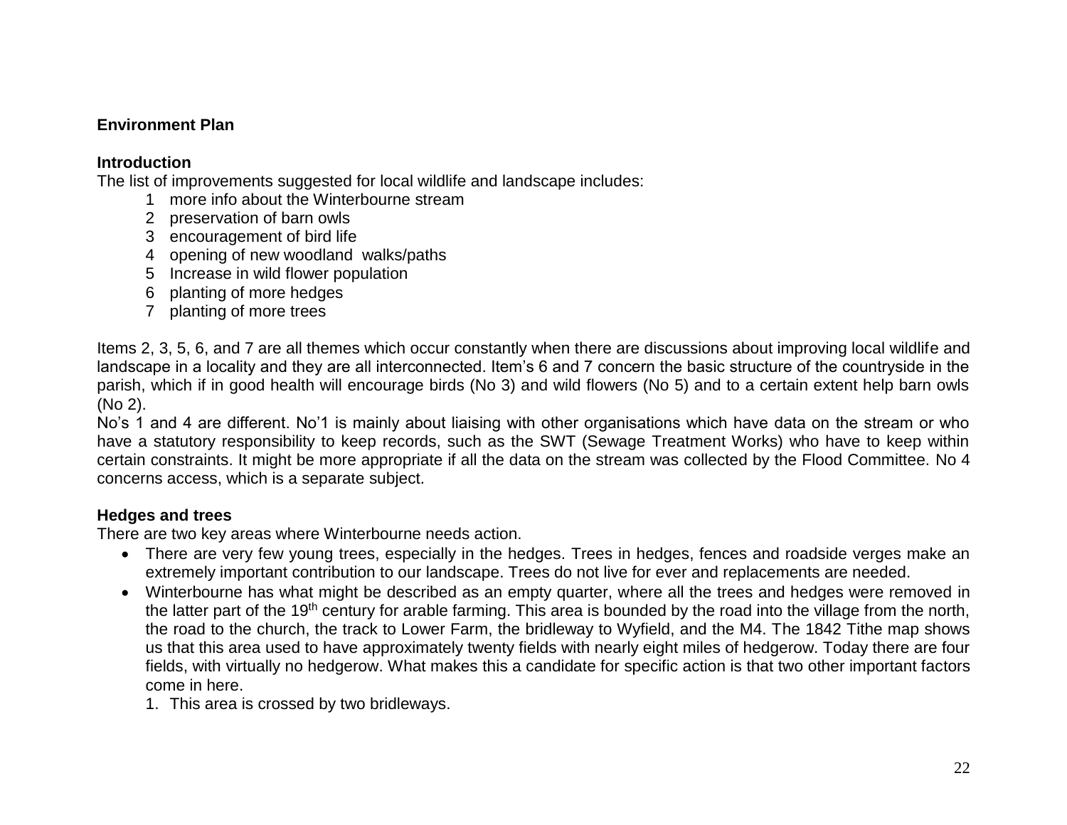## Environment Plan

### Introduction

The list of improvements suggested for local wildlife and landscape includes:

1. more info about the Winterbourne stream
2. preservation of barn owls
3. encouragement of bird life
4. opening of new woodland walks/paths
5. Increase in wild flower population
6. planting of more hedges
7. planting of more trees

Items 2, 3, 5, 6, and 7 are all themes which occur constantly when there are discussions about improving local wildlife and landscape in a locality and they are all interconnected. Item's 6 and 7 concern the basic structure of the countryside in the parish, which if in good health will encourage birds (No 3) and wild flowers (No 5) and to a certain extent help barn owls (No 2).

No's 1 and 4 are different. No'1 is mainly about liaising with other organisations which have data on the stream or who have a statutory responsibility to keep records, such as the SWT (Sewage Treatment Works) who have to keep within certain constraints. It might be more appropriate if all the data on the stream was collected by the Flood Committee. No 4 concerns access, which is a separate subject.

### Hedges and trees

There are two key areas where Winterbourne needs action.

- There are very few young trees, especially in the hedges. Trees in hedges, fences and roadside verges make an extremely important contribution to our landscape. Trees do not live for ever and replacements are needed.
- Winterbourne has what might be described as an empty quarter, where all the trees and hedges were removed in the latter part of the 19th century for arable farming. This area is bounded by the road into the village from the north, the road to the church, the track to Lower Farm, the bridleway to Wyfield, and the M4. The 1842 Tithe map shows us that this area used to have approximately twenty fields with nearly eight miles of hedgerow. Today there are four fields, with virtually no hedgerow. What makes this a candidate for specific action is that two other important factors come in here.
    1. This area is crossed by two bridleways.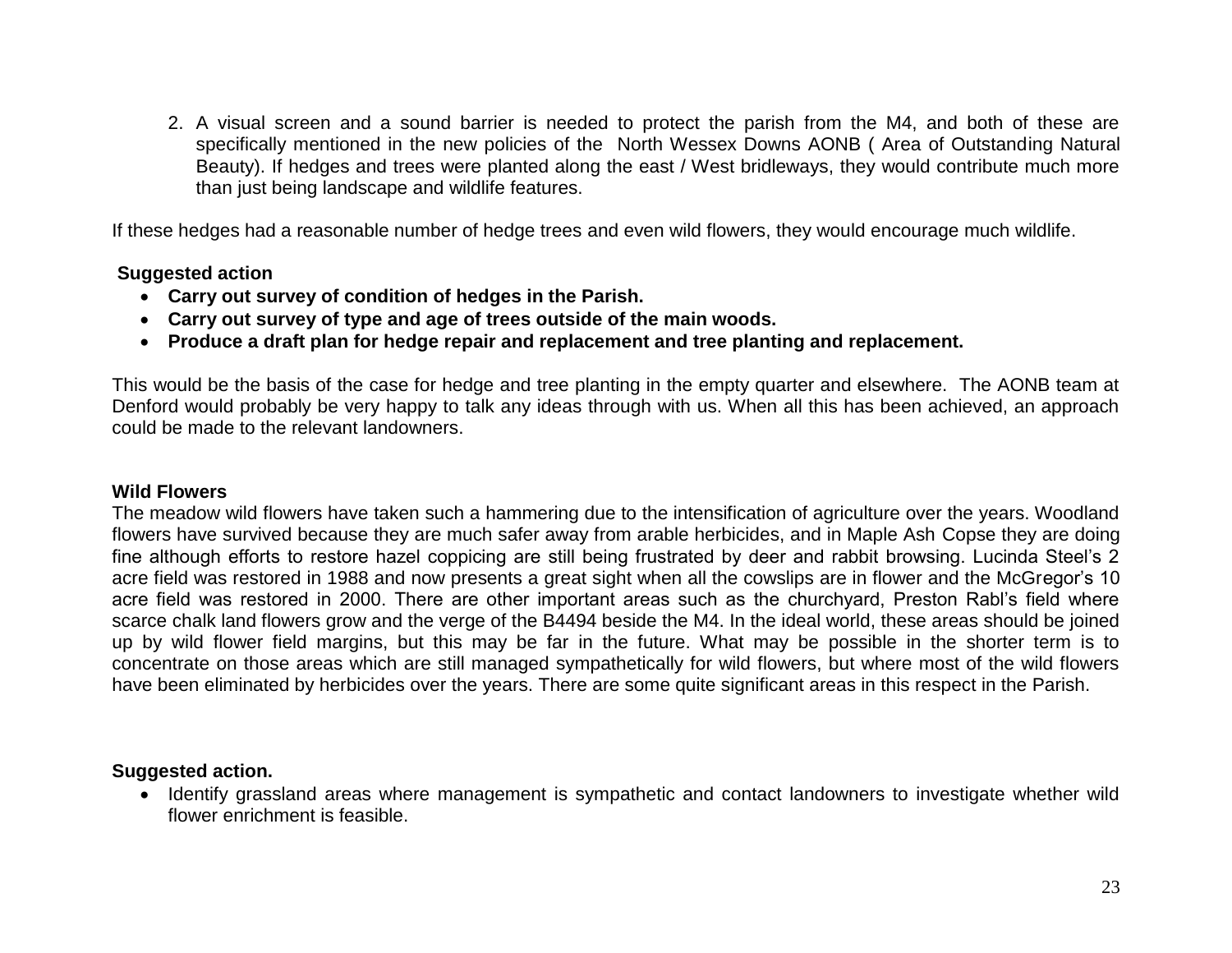2. A visual screen and a sound barrier is needed to protect the parish from the M4, and both of these are specifically mentioned in the new policies of the North Wessex Downs AONB ( Area of Outstanding Natural Beauty). If hedges and trees were planted along the east / West bridleways, they would contribute much more than just being landscape and wildlife features.

If these hedges had a reasonable number of hedge trees and even wild flowers, they would encourage much wildlife.

**Suggested action**

- **Carry out survey of condition of hedges in the Parish.**
- **Carry out survey of type and age of trees outside of the main woods.**
- **Produce a draft plan for hedge repair and replacement and tree planting and replacement.**

This would be the basis of the case for hedge and tree planting in the empty quarter and elsewhere. The AONB team at Denford would probably be very happy to talk any ideas through with us. When all this has been achieved, an approach could be made to the relevant landowners.

**Wild Flowers**

The meadow wild flowers have taken such a hammering due to the intensification of agriculture over the years. Woodland flowers have survived because they are much safer away from arable herbicides, and in Maple Ash Copse they are doing fine although efforts to restore hazel coppicing are still being frustrated by deer and rabbit browsing. Lucinda Steel's 2 acre field was restored in 1988 and now presents a great sight when all the cowslips are in flower and the McGregor's 10 acre field was restored in 2000. There are other important areas such as the churchyard, Preston Rabl's field where scarce chalk land flowers grow and the verge of the B4494 beside the M4. In the ideal world, these areas should be joined up by wild flower field margins, but this may be far in the future. What may be possible in the shorter term is to concentrate on those areas which are still managed sympathetically for wild flowers, but where most of the wild flowers have been eliminated by herbicides over the years. There are some quite significant areas in this respect in the Parish.

**Suggested action.**

- Identify grassland areas where management is sympathetic and contact landowners to investigate whether wild flower enrichment is feasible.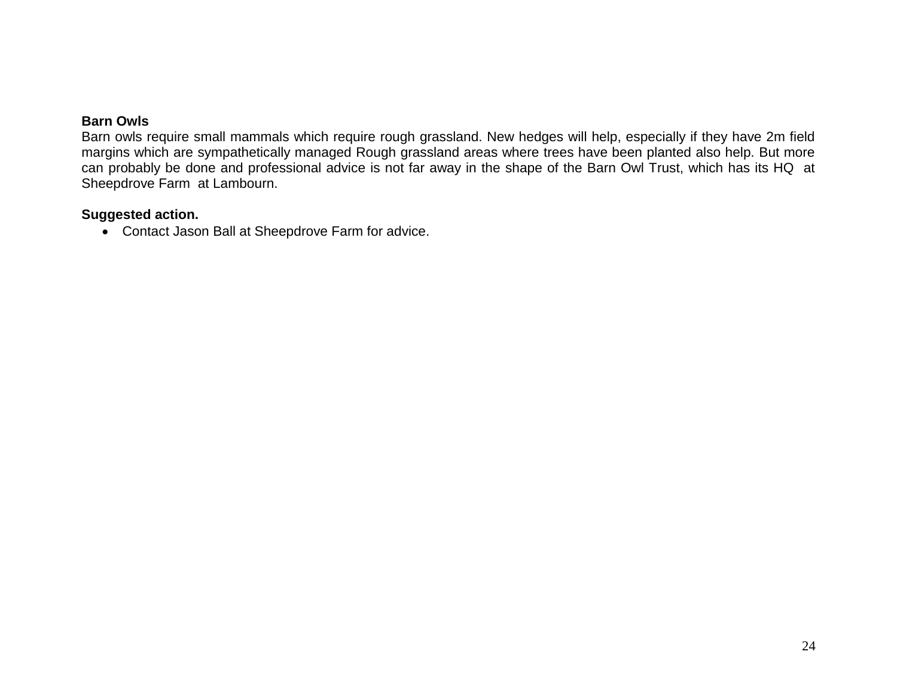**Barn Owls**

Barn owls require small mammals which require rough grassland. New hedges will help, especially if they have 2m field margins which are sympathetically managed Rough grassland areas where trees have been planted also help. But more can probably be done and professional advice is not far away in the shape of the Barn Owl Trust, which has its HQ at Sheepdrove Farm at Lambourn.

**Suggested action.**

- Contact Jason Ball at Sheepdrove Farm for advice.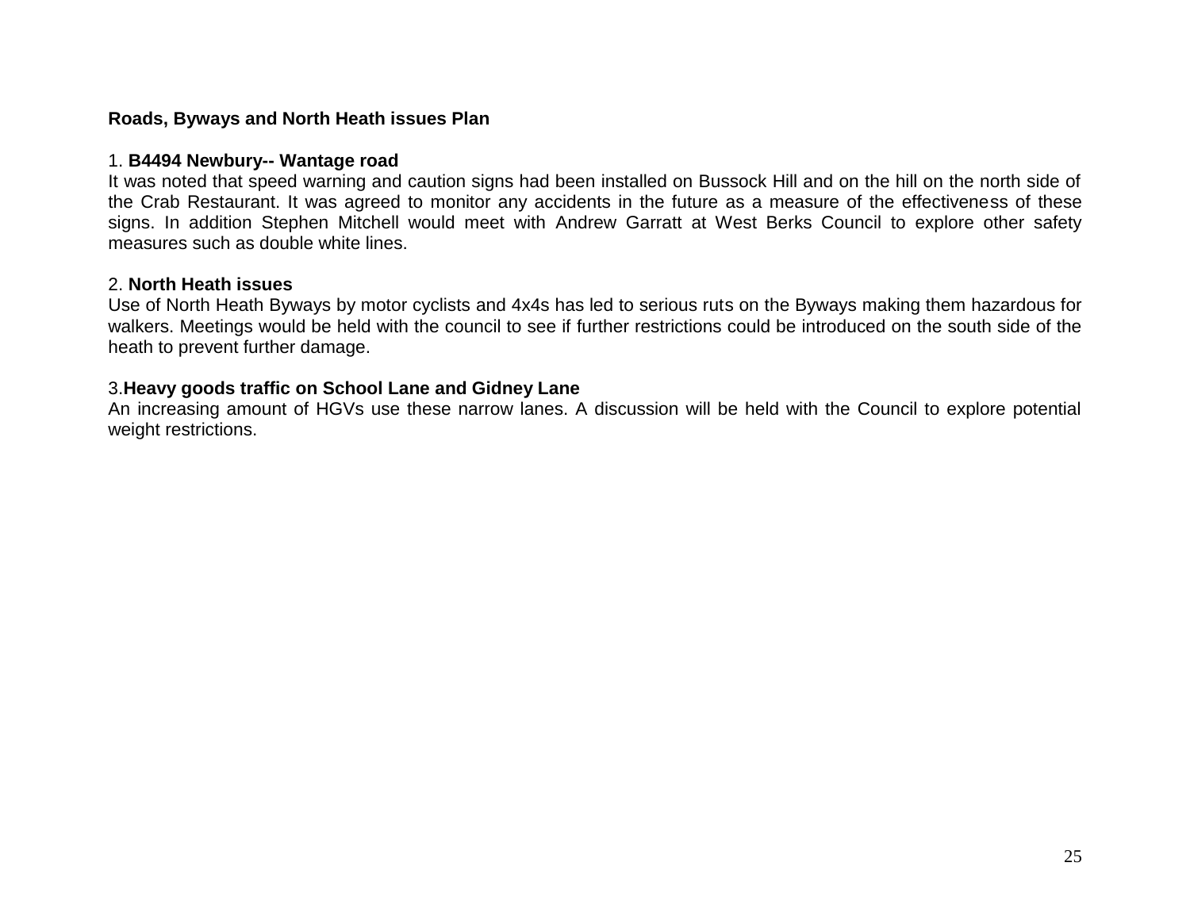**Roads, Byways and North Heath issues Plan**

1. **B4494 Newbury-- Wantage road**
It was noted that speed warning and caution signs had been installed on Bussock Hill and on the hill on the north side of the Crab Restaurant. It was agreed to monitor any accidents in the future as a measure of the effectiveness of these signs. In addition Stephen Mitchell would meet with Andrew Garratt at West Berks Council to explore other safety measures such as double white lines.

2. **North Heath issues**
Use of North Heath Byways by motor cyclists and 4x4s has led to serious ruts on the Byways making them hazardous for walkers. Meetings would be held with the council to see if further restrictions could be introduced on the south side of the heath to prevent further damage.

3.**Heavy goods traffic on School Lane and Gidney Lane**
An increasing amount of HGVs use these narrow lanes. A discussion will be held with the Council to explore potential weight restrictions.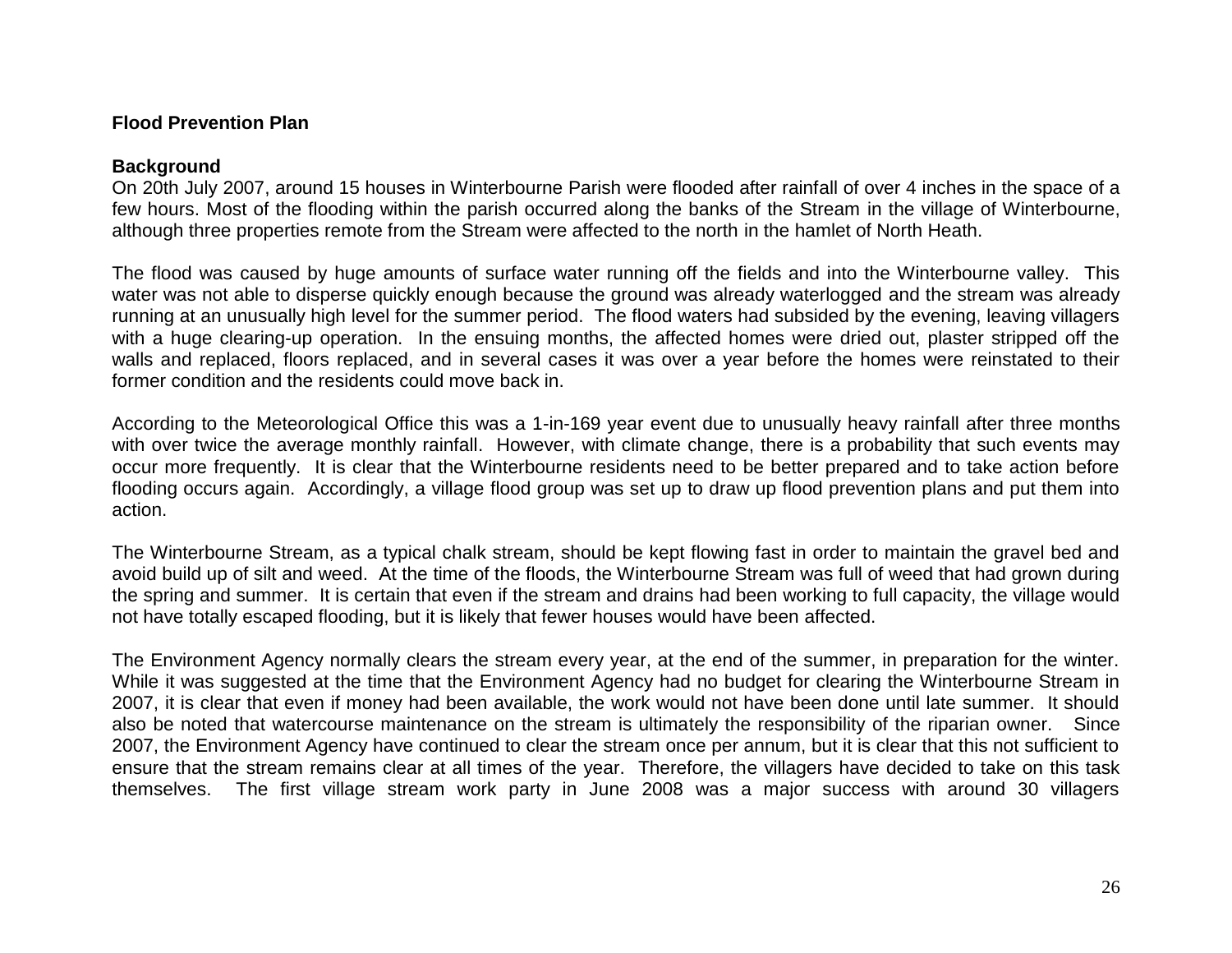**Flood Prevention Plan**

**Background**

On 20th July 2007, around 15 houses in Winterbourne Parish were flooded after rainfall of over 4 inches in the space of a few hours. Most of the flooding within the parish occurred along the banks of the Stream in the village of Winterbourne, although three properties remote from the Stream were affected to the north in the hamlet of North Heath.

The flood was caused by huge amounts of surface water running off the fields and into the Winterbourne valley. This water was not able to disperse quickly enough because the ground was already waterlogged and the stream was already running at an unusually high level for the summer period. The flood waters had subsided by the evening, leaving villagers with a huge clearing-up operation. In the ensuing months, the affected homes were dried out, plaster stripped off the walls and replaced, floors replaced, and in several cases it was over a year before the homes were reinstated to their former condition and the residents could move back in.

According to the Meteorological Office this was a 1-in-169 year event due to unusually heavy rainfall after three months with over twice the average monthly rainfall. However, with climate change, there is a probability that such events may occur more frequently. It is clear that the Winterbourne residents need to be better prepared and to take action before flooding occurs again. Accordingly, a village flood group was set up to draw up flood prevention plans and put them into action.

The Winterbourne Stream, as a typical chalk stream, should be kept flowing fast in order to maintain the gravel bed and avoid build up of silt and weed. At the time of the floods, the Winterbourne Stream was full of weed that had grown during the spring and summer. It is certain that even if the stream and drains had been working to full capacity, the village would not have totally escaped flooding, but it is likely that fewer houses would have been affected.

The Environment Agency normally clears the stream every year, at the end of the summer, in preparation for the winter. While it was suggested at the time that the Environment Agency had no budget for clearing the Winterbourne Stream in 2007, it is clear that even if money had been available, the work would not have been done until late summer. It should also be noted that watercourse maintenance on the stream is ultimately the responsibility of the riparian owner. Since 2007, the Environment Agency have continued to clear the stream once per annum, but it is clear that this not sufficient to ensure that the stream remains clear at all times of the year. Therefore, the villagers have decided to take on this task themselves. The first village stream work party in June 2008 was a major success with around 30 villagers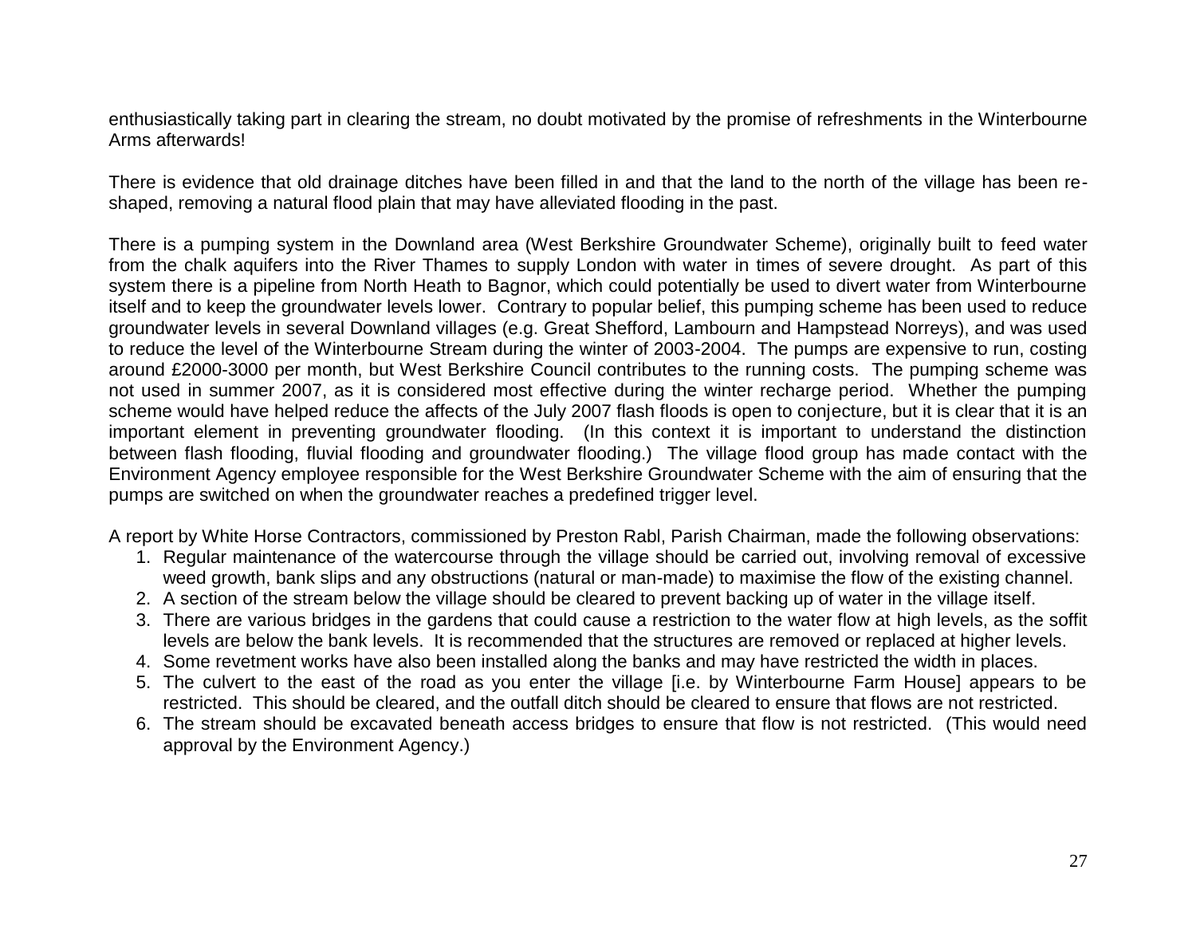enthusiastically taking part in clearing the stream, no doubt motivated by the promise of refreshments in the Winterbourne Arms afterwards!

There is evidence that old drainage ditches have been filled in and that the land to the north of the village has been re-shaped, removing a natural flood plain that may have alleviated flooding in the past.

There is a pumping system in the Downland area (West Berkshire Groundwater Scheme), originally built to feed water from the chalk aquifers into the River Thames to supply London with water in times of severe drought. As part of this system there is a pipeline from North Heath to Bagnor, which could potentially be used to divert water from Winterbourne itself and to keep the groundwater levels lower. Contrary to popular belief, this pumping scheme has been used to reduce groundwater levels in several Downland villages (e.g. Great Shefford, Lambourn and Hampstead Norreys), and was used to reduce the level of the Winterbourne Stream during the winter of 2003-2004. The pumps are expensive to run, costing around £2000-3000 per month, but West Berkshire Council contributes to the running costs. The pumping scheme was not used in summer 2007, as it is considered most effective during the winter recharge period. Whether the pumping scheme would have helped reduce the affects of the July 2007 flash floods is open to conjecture, but it is clear that it is an important element in preventing groundwater flooding. (In this context it is important to understand the distinction between flash flooding, fluvial flooding and groundwater flooding.) The village flood group has made contact with the Environment Agency employee responsible for the West Berkshire Groundwater Scheme with the aim of ensuring that the pumps are switched on when the groundwater reaches a predefined trigger level.

A report by White Horse Contractors, commissioned by Preston Rabl, Parish Chairman, made the following observations:

1. Regular maintenance of the watercourse through the village should be carried out, involving removal of excessive weed growth, bank slips and any obstructions (natural or man-made) to maximise the flow of the existing channel.
2. A section of the stream below the village should be cleared to prevent backing up of water in the village itself.
3. There are various bridges in the gardens that could cause a restriction to the water flow at high levels, as the soffit levels are below the bank levels. It is recommended that the structures are removed or replaced at higher levels.
4. Some revetment works have also been installed along the banks and may have restricted the width in places.
5. The culvert to the east of the road as you enter the village [i.e. by Winterbourne Farm House] appears to be restricted. This should be cleared, and the outfall ditch should be cleared to ensure that flows are not restricted.
6. The stream should be excavated beneath access bridges to ensure that flow is not restricted. (This would need approval by the Environment Agency.)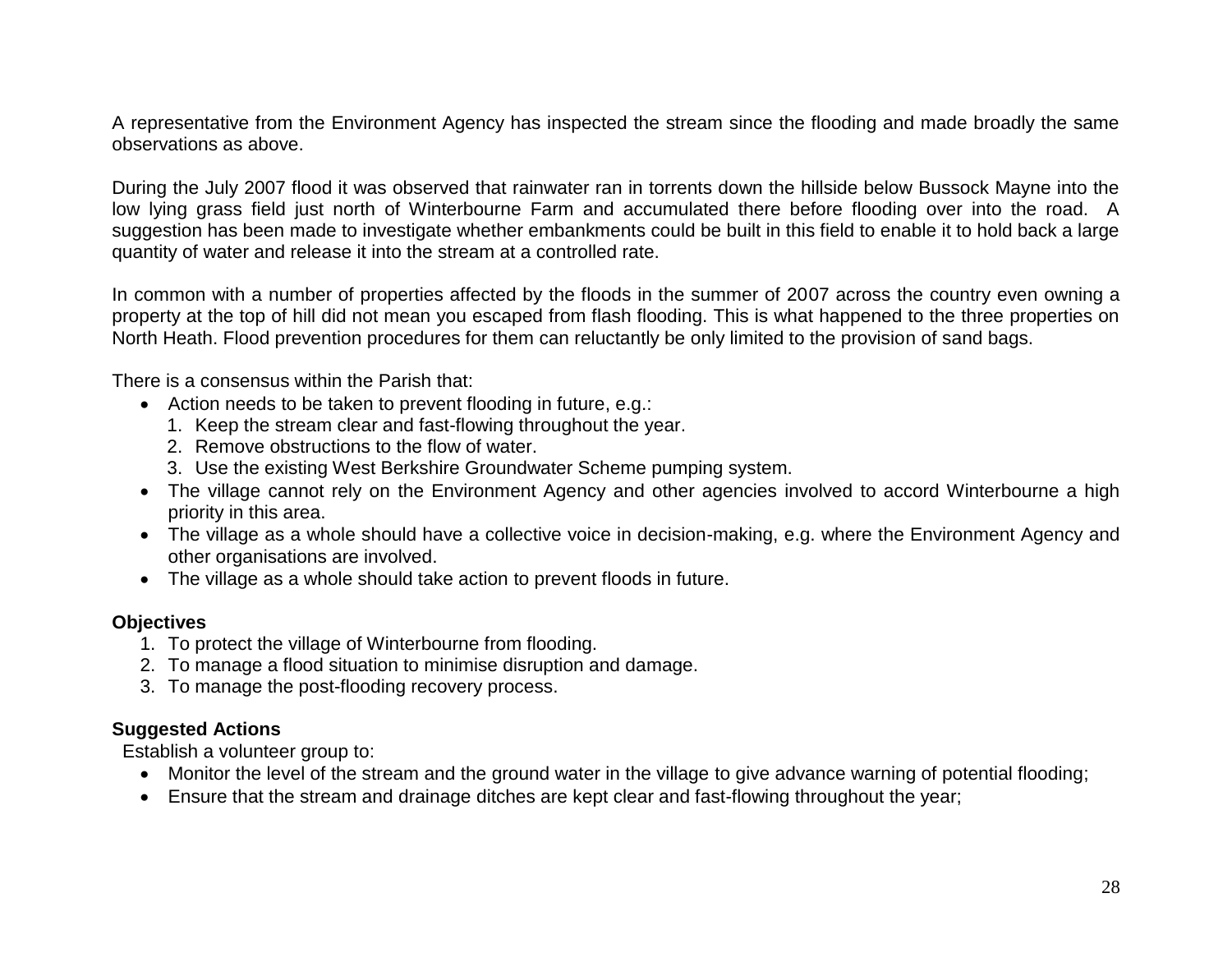A representative from the Environment Agency has inspected the stream since the flooding and made broadly the same observations as above.

During the July 2007 flood it was observed that rainwater ran in torrents down the hillside below Bussock Mayne into the low lying grass field just north of Winterbourne Farm and accumulated there before flooding over into the road. A suggestion has been made to investigate whether embankments could be built in this field to enable it to hold back a large quantity of water and release it into the stream at a controlled rate.

In common with a number of properties affected by the floods in the summer of 2007 across the country even owning a property at the top of hill did not mean you escaped from flash flooding. This is what happened to the three properties on North Heath. Flood prevention procedures for them can reluctantly be only limited to the provision of sand bags.

There is a consensus within the Parish that:

- Action needs to be taken to prevent flooding in future, e.g.:
    1. Keep the stream clear and fast-flowing throughout the year.
    2. Remove obstructions to the flow of water.
    3. Use the existing West Berkshire Groundwater Scheme pumping system.
- The village cannot rely on the Environment Agency and other agencies involved to accord Winterbourne a high priority in this area.
- The village as a whole should have a collective voice in decision-making, e.g. where the Environment Agency and other organisations are involved.
- The village as a whole should take action to prevent floods in future.

**Objectives**

1. To protect the village of Winterbourne from flooding.
2. To manage a flood situation to minimise disruption and damage.
3. To manage the post-flooding recovery process.

**Suggested Actions**

Establish a volunteer group to:

- Monitor the level of the stream and the ground water in the village to give advance warning of potential flooding;
- Ensure that the stream and drainage ditches are kept clear and fast-flowing throughout the year;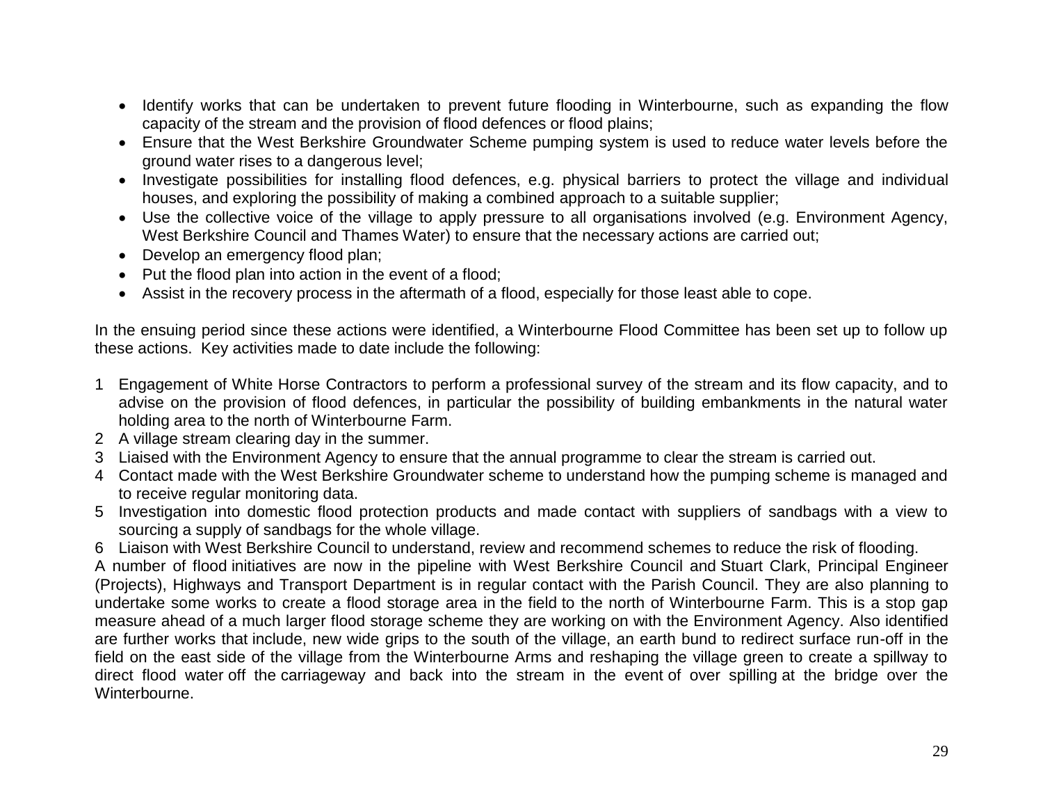- Identify works that can be undertaken to prevent future flooding in Winterbourne, such as expanding the flow capacity of the stream and the provision of flood defences or flood plains;
- Ensure that the West Berkshire Groundwater Scheme pumping system is used to reduce water levels before the ground water rises to a dangerous level;
- Investigate possibilities for installing flood defences, e.g. physical barriers to protect the village and individual houses, and exploring the possibility of making a combined approach to a suitable supplier;
- Use the collective voice of the village to apply pressure to all organisations involved (e.g. Environment Agency, West Berkshire Council and Thames Water) to ensure that the necessary actions are carried out;
- Develop an emergency flood plan;
- Put the flood plan into action in the event of a flood;
- Assist in the recovery process in the aftermath of a flood, especially for those least able to cope.

In the ensuing period since these actions were identified, a Winterbourne Flood Committee has been set up to follow up these actions. Key activities made to date include the following:

1 Engagement of White Horse Contractors to perform a professional survey of the stream and its flow capacity, and to advise on the provision of flood defences, in particular the possibility of building embankments in the natural water holding area to the north of Winterbourne Farm.
2 A village stream clearing day in the summer.
3 Liaised with the Environment Agency to ensure that the annual programme to clear the stream is carried out.
4 Contact made with the West Berkshire Groundwater scheme to understand how the pumping scheme is managed and to receive regular monitoring data.
5 Investigation into domestic flood protection products and made contact with suppliers of sandbags with a view to sourcing a supply of sandbags for the whole village.
6 Liaison with West Berkshire Council to understand, review and recommend schemes to reduce the risk of flooding.

A number of flood initiatives are now in the pipeline with West Berkshire Council and Stuart Clark, Principal Engineer (Projects), Highways and Transport Department is in regular contact with the Parish Council. They are also planning to undertake some works to create a flood storage area in the field to the north of Winterbourne Farm. This is a stop gap measure ahead of a much larger flood storage scheme they are working on with the Environment Agency. Also identified are further works that include, new wide grips to the south of the village, an earth bund to redirect surface run-off in the field on the east side of the village from the Winterbourne Arms and reshaping the village green to create a spillway to direct flood water off the carriageway and back into the stream in the event of over spilling at the bridge over the Winterbourne.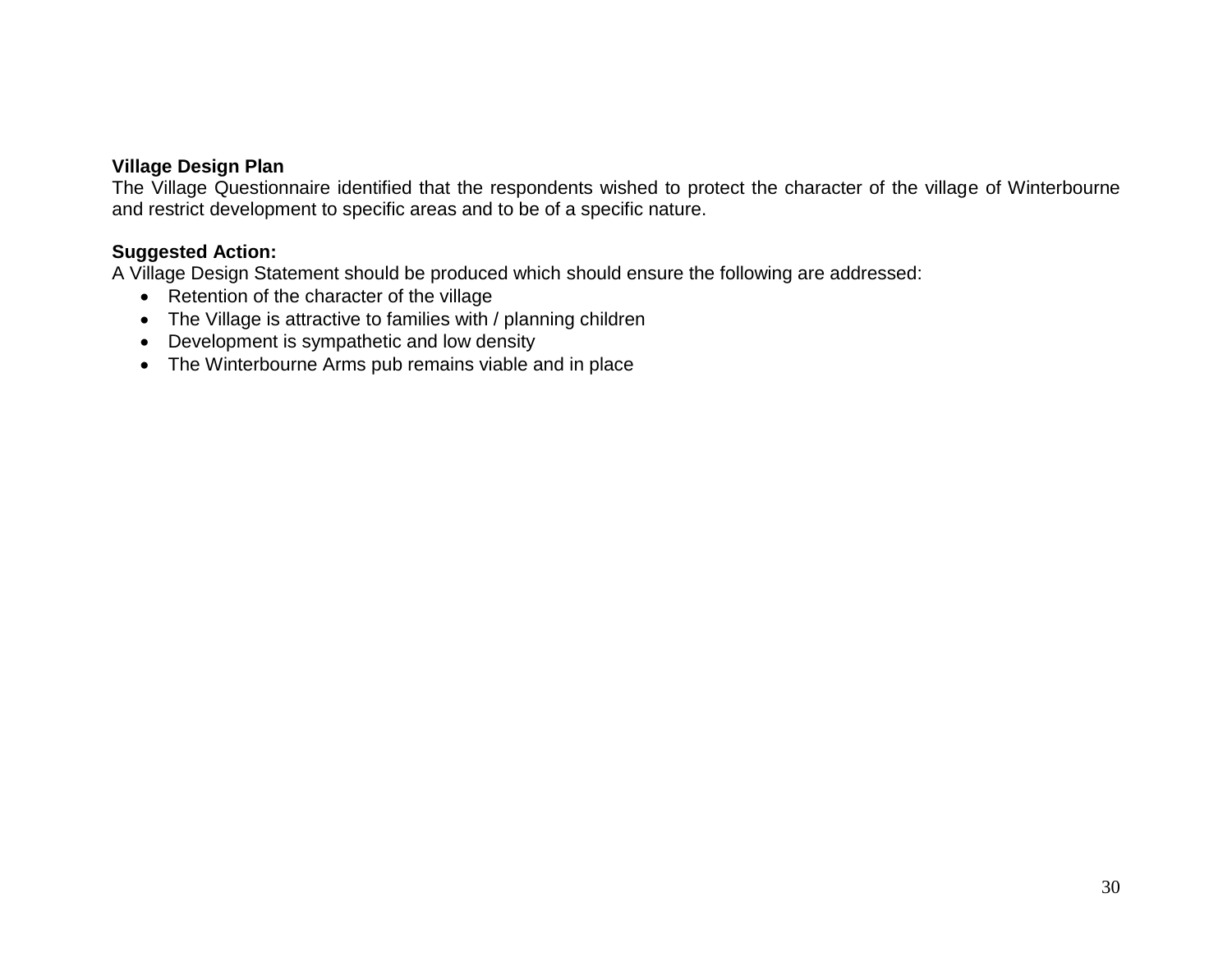**Village Design Plan**

The Village Questionnaire identified that the respondents wished to protect the character of the village of Winterbourne and restrict development to specific areas and to be of a specific nature.

**Suggested Action:**

A Village Design Statement should be produced which should ensure the following are addressed:

- Retention of the character of the village
- The Village is attractive to families with / planning children
- Development is sympathetic and low density
- The Winterbourne Arms pub remains viable and in place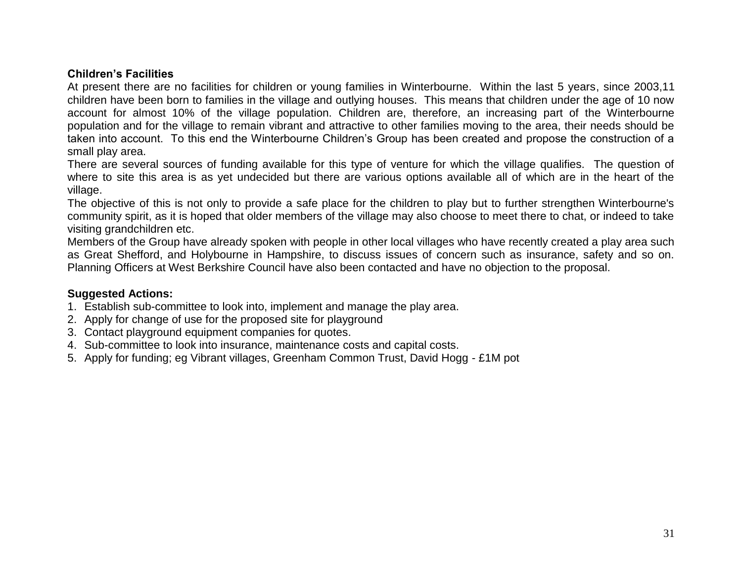**Children's Facilities**

At present there are no facilities for children or young families in Winterbourne. Within the last 5 years, since 2003,11 children have been born to families in the village and outlying houses. This means that children under the age of 10 now account for almost 10% of the village population. Children are, therefore, an increasing part of the Winterbourne population and for the village to remain vibrant and attractive to other families moving to the area, their needs should be taken into account. To this end the Winterbourne Children's Group has been created and propose the construction of a small play area.

There are several sources of funding available for this type of venture for which the village qualifies. The question of where to site this area is as yet undecided but there are various options available all of which are in the heart of the village.

The objective of this is not only to provide a safe place for the children to play but to further strengthen Winterbourne's community spirit, as it is hoped that older members of the village may also choose to meet there to chat, or indeed to take visiting grandchildren etc.

Members of the Group have already spoken with people in other local villages who have recently created a play area such as Great Shefford, and Holybourne in Hampshire, to discuss issues of concern such as insurance, safety and so on. Planning Officers at West Berkshire Council have also been contacted and have no objection to the proposal.

**Suggested Actions:**

1. Establish sub-committee to look into, implement and manage the play area.
2. Apply for change of use for the proposed site for playground
3. Contact playground equipment companies for quotes.
4. Sub-committee to look into insurance, maintenance costs and capital costs.
5. Apply for funding; eg Vibrant villages, Greenham Common Trust, David Hogg - £1M pot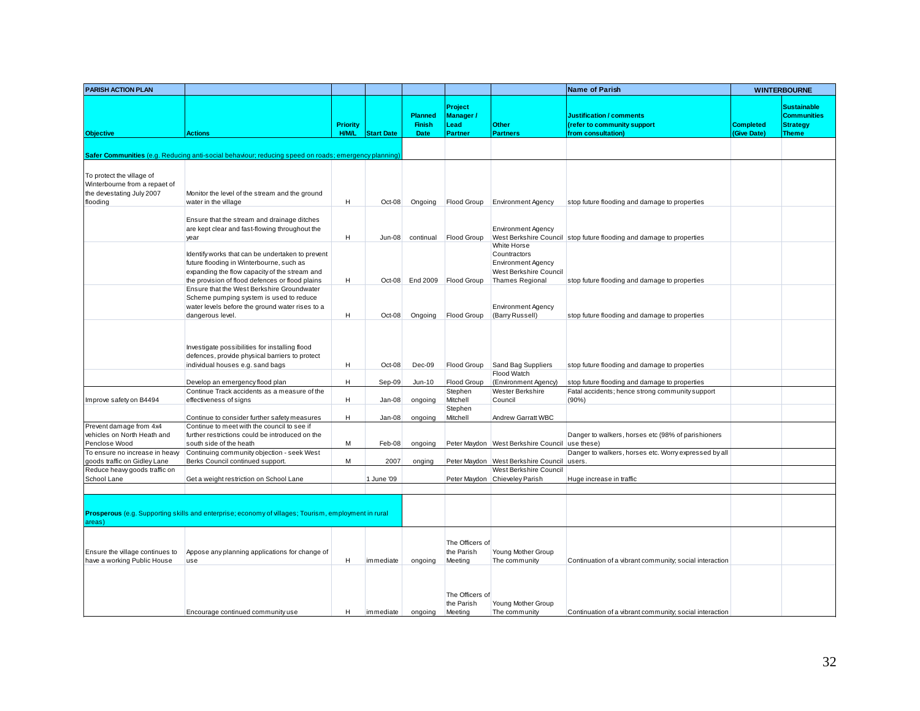| PARISH ACTION PLAN | | | | | | | Name of Parish | WINTERBOURNE | |
|---|---|---|---|---|---|---|---|---|---|
| Objective | Actions | Priority H/M/L | Start Date | Planned Finish Date | Project Manager / Lead Partner | Other Partners | Justification / comments (refer to community support from consultation) | Completed (Give Date) | Sustainable Communities Strategy Theme |
| **Safer Communities** (e.g. Reducing anti-social behaviour; reducing speed on roads; emergency planning) | | | | | | | | | |
| To protect the village of Winterbourne from a repaet of the devastating July 2007 flooding | Monitor the level of the stream and the ground water in the village | H | Oct-08 | Ongoing | Flood Group | Environment Agency | stop future flooding and damage to properties | | |
| | Ensure that the stream and drainage ditches are kept clear and fast-flowing throughout the year | H | Jun-08 | continual | Flood Group | Environment Agency West Berkshire Council | stop future flooding and damage to properties | | |
| | Identify works that can be undertaken to prevent future flooding in Winterbourne, such as expanding the flow capacity of the stream and the provision of flood defences or flood plains | H | Oct-08 | End 2009 | Flood Group | White Horse Countractors Environment Agency West Berkshire Council Thames Regional | stop future flooding and damage to properties | | |
| | Ensure that the West Berkshire Groundwater Scheme pumping system is used to reduce water levels before the ground water rises to a dangerous level. | H | Oct-08 | Ongoing | Flood Group | Environment Agency (Barry Russell) | stop future flooding and damage to properties | | |
| | Investigate possibilities for installing flood defences, provide physical barriers to protect individual houses e.g. sand bags | H | Oct-08 | Dec-09 | Flood Group | Sand Bag Suppliers | stop future flooding and damage to properties | | |
| | Develop an emergency flood plan | H | Sep-09 | Jun-10 | Flood Group | Flood Watch (Environment Agency) | stop future flooding and damage to properties | | |
| Improve safety on B4494 | Continue Track accidents as a measure of the effectiveness of signs | H | Jan-08 | ongoing | Stephen Mitchell | Wester Berkshire Council | Fatal accidents; hence strong community support (90%) | | |
| | Continue to consider further safety measures | H | Jan-08 | ongoing | Stephen Mitchell | Andrew Garratt WBC | | | |
| Prevent damage from 4x4 vehicles on North Heath and Penclose Wood | Continue to meet with the council to see if further restrictions could be introduced on the south side of the heath | M | Feb-08 | ongoing | Peter Maydon | West Berkshire Council | Danger to walkers, horses etc (98% of parishioners use these) | | |
| To ensure no increase in heavy goods traffic on Gidley Lane | Continuing community objection - seek West Berks Council continued support. | M | 2007 | onging | Peter Maydon | West Berkshire Council | Danger to walkers, horses etc. Worry expressed by all users. | | |
| Reduce heavy goods traffic on School Lane | Get a weight restriction on School Lane | | 1 June '09 | | Peter Maydon | West Berkshire Council Chieveley Parish | Huge increase in traffic | | |
| **Prosperous** (e.g. Supporting skills and enterprise; economy of villages; Tourism, employment in rural areas) | | | | | | | | | |
| Ensure the village continues to have a working Public House | Appose any planning applications for change of use | H | immediate | ongoing | The Officers of the Parish Meeting | Young Mother Group The community | Continuation of a vibrant community; social interaction | | |
| | Encourage continued community use | H | immediate | ongoing | The Officers of the Parish Meeting | Young Mother Group The community | Continuation of a vibrant community; social interaction | | |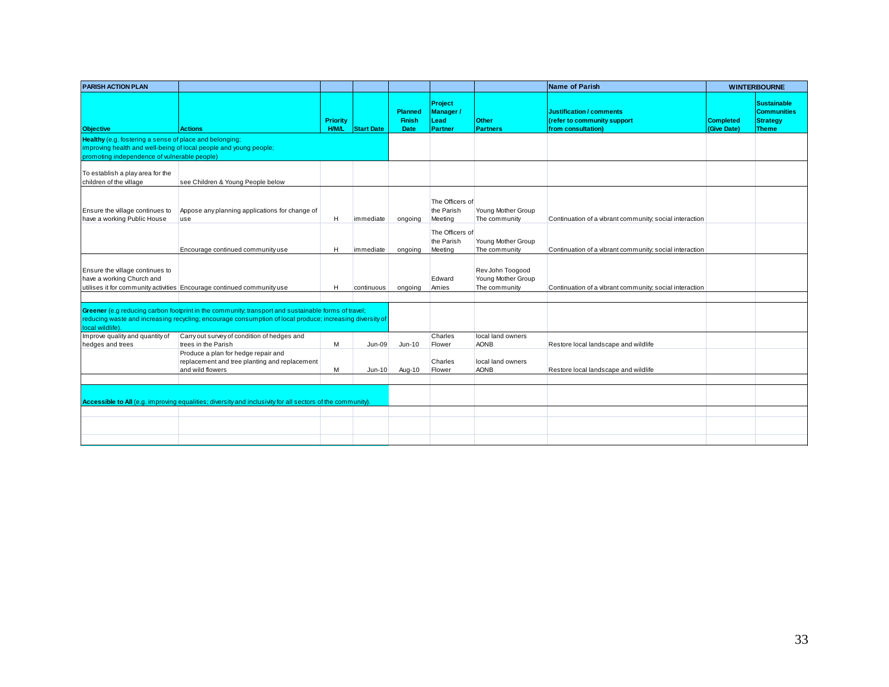| PARISH ACTION PLAN | | | | | | | Name of Parish | WINTERBOURNE | |
|---|---|---|---|---|---|---|---|---|---|
| **Objective** | **Actions** | **Priority H/M/L** | **Start Date** | **Planned Finish Date** | **Project Manager / Lead Partner** | **Other Partners** | **Justification / comments (refer to community support from consultation)** | **Completed (Give Date)** | **Sustainable Communities Strategy Theme** |
| **Healthy** (e.g. fostering a sense of place and belonging; improving health and well-being of local people and young people; promoting independence of vulnerable people) | | | | | | | | | |
| To establish a play area for the children of the village | see Children & Young People below | | | | | | | | |
| Ensure the village continues to have a working Public House | Appose any planning applications for change of use | H | immediate | ongoing | The Officers of the Parish Meeting | Young Mother Group The community | Continuation of a vibrant community; social interaction | | |
| | Encourage continued community use | H | immediate | ongoing | The Officers of the Parish Meeting | Young Mother Group The community | Continuation of a vibrant community; social interaction | | |
| Ensure the village continues to have a working Church and utilises it for community activities | Encourage continued community use | H | continuous | ongoing | Edward Amies | Rev John Toogood Young Mother Group The community | Continuation of a vibrant community; social interaction | | |
| | | | | | | | | | |
| **Greener** (e.g reducing carbon footprint in the community; transport and sustainable forms of travel; reducing waste and increasing recycling; encourage consumption of local produce; increasing diversity of local wildlife). | | | | | | | | | |
| Improve quality and quantity of hedges and trees | Carry out survey of condition of hedges and trees in the Parish | M | Jun-09 | Jun-10 | Charles Flower | local land owners AONB | Restore local landscape and wildlife | | |
| | Produce a plan for hedge repair and replacement and tree planting and replacement and wild flowers | M | Jun-10 | Aug-10 | Charles Flower | local land owners AONB | Restore local landscape and wildlife | | |
| | | | | | | | | | |
| **Accessible to All** (e.g. improving equalities; diversity and inclusivity for all sectors of the community). | | | | | | | | | |
| | | | | | | | | | |
| | | | | | | | | | |
| | | | | | | | | | |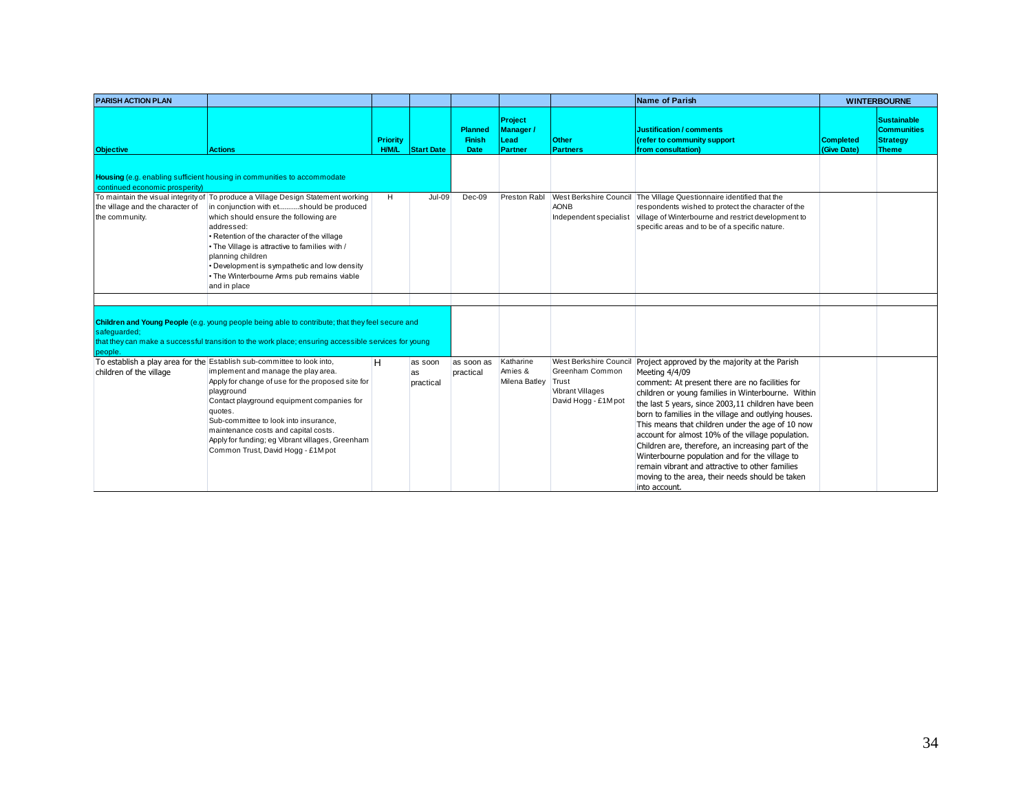| PARISH ACTION PLAN | | | | | | | Name of Parish | WINTERBOURNE | |
|---|---|---|---|---|---|---|---|---|---|
| Objective | Actions | Priority H/M/L | Start Date | Planned Finish Date | Project Manager / Lead Partner | Other Partners | Justification / comments (refer to community support from consultation) | Completed (Give Date) | Sustainable Communities Strategy Theme |
| **Housing** (e.g. enabling sufficient housing in communities to accommodate continued economic prosperity) | | | | | | | | | |
| To maintain the visual integrity of the village and the character of the community. | To produce a Village Design Statement working in conjunction with et..........should be produced which should ensure the following are addressed: • Retention of the character of the village • The Village is attractive to families with / planning children • Development is sympathetic and low density • The Winterbourne Arms pub remains viable and in place | H | Jul-09 | Dec-09 | Preston Rabl | West Berkshire Council AONB Independent specialist | The Village Questionnaire identified that the respondents wished to protect the character of the village of Winterbourne and restrict development to specific areas and to be of a specific nature. | | |
| | | | | | | | | | |
| **Children and Young People** (e.g. young people being able to contribute; that they feel secure and safeguarded; that they can make a successful transition to the work place; ensuring accessible services for young people. | | | | | | | | | |
| To establish a play area for the children of the village | Establish sub-committee to look into, implement and manage the play area. Apply for change of use for the proposed site for playground Contact playground equipment companies for quotes. Sub-committee to look into insurance, maintenance costs and capital costs. Apply for funding; eg Vibrant villages, Greenham Common Trust, David Hogg - £1M pot | H | as soon as practical | as soon as practical | Katharine Amies & Milena Batley | West Berkshire Council Greenham Common Trust Vibrant Villages David Hogg - £1M pot | Project approved by the majority at the Parish Meeting 4/4/09 comment: At present there are no facilities for children or young families in Winterbourne. Within the last 5 years, since 2003,11 children have been born to families in the village and outlying houses. This means that children under the age of 10 now account for almost 10% of the village population. Children are, therefore, an increasing part of the Winterbourne population and for the village to remain vibrant and attractive to other families moving to the area, their needs should be taken into account. | | |